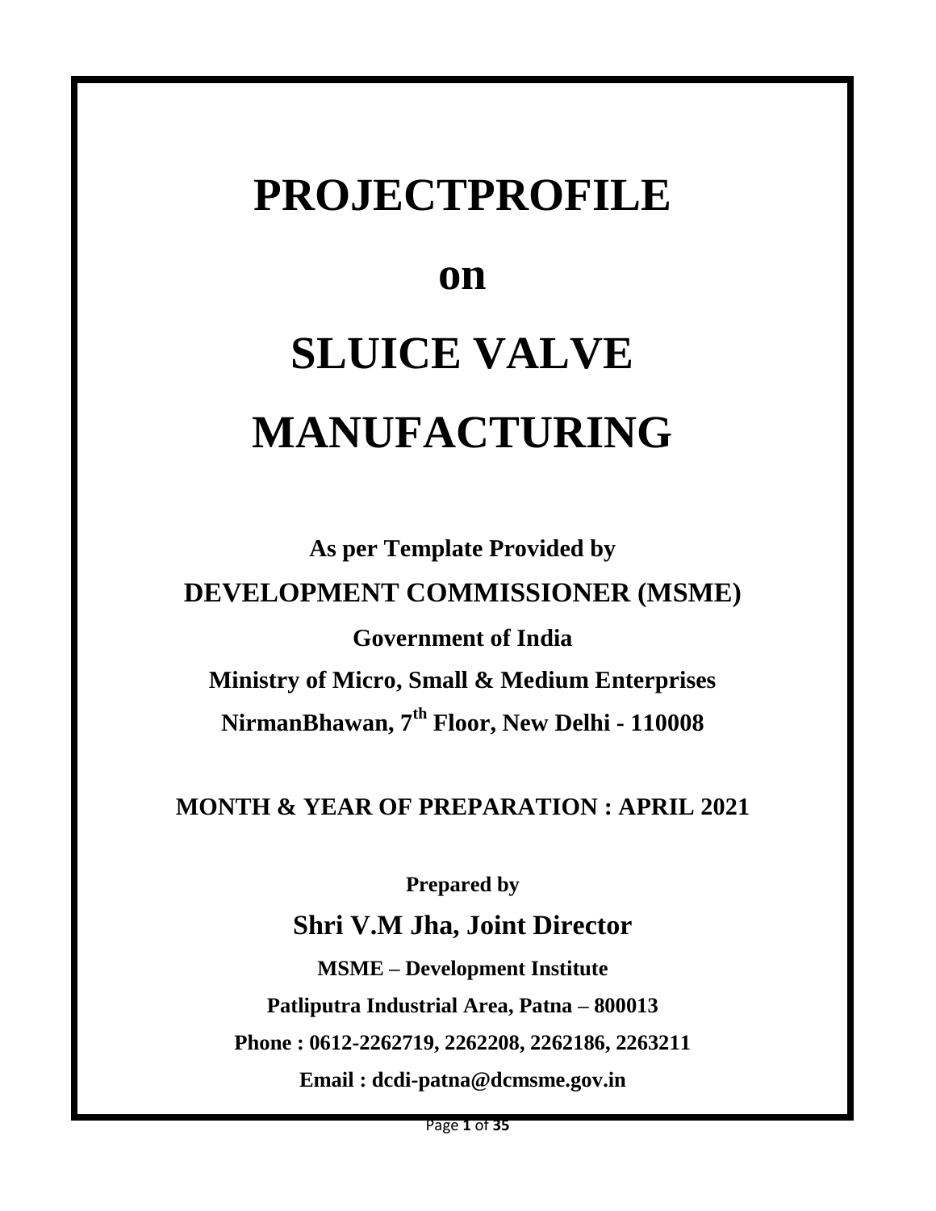# PROJECTPROFILE

# on

# SLUICE VALVE MANUFACTURING

**As per Template Provided by**

**DEVELOPMENT COMMISSIONER (MSME)**

**Government of India**

**Ministry of Micro, Small & Medium Enterprises**

**NirmanBhawan, 7th Floor, New Delhi - 110008**

**MONTH & YEAR OF PREPARATION : APRIL 2021**

**Prepared by**

**Shri V.M Jha, Joint Director**

**MSME – Development Institute**

**Patliputra Industrial Area, Patna – 800013**

**Phone : 0612-2262719, 2262208, 2262186, 2263211**

**Email : dcdi-patna@dcmsme.gov.in**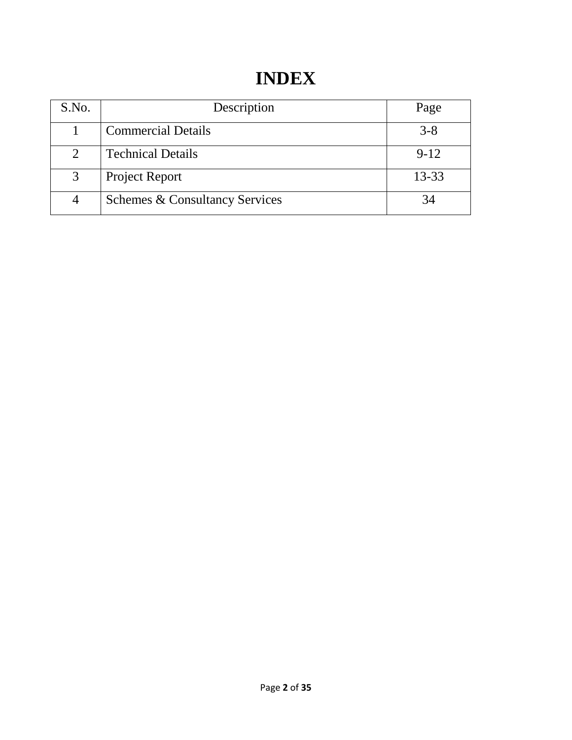# INDEX

| S.No. | Description | Page |
| --- | --- | --- |
| 1 | Commercial Details | 3-8 |
| 2 | Technical Details | 9-12 |
| 3 | Project Report | 13-33 |
| 4 | Schemes & Consultancy Services | 34 |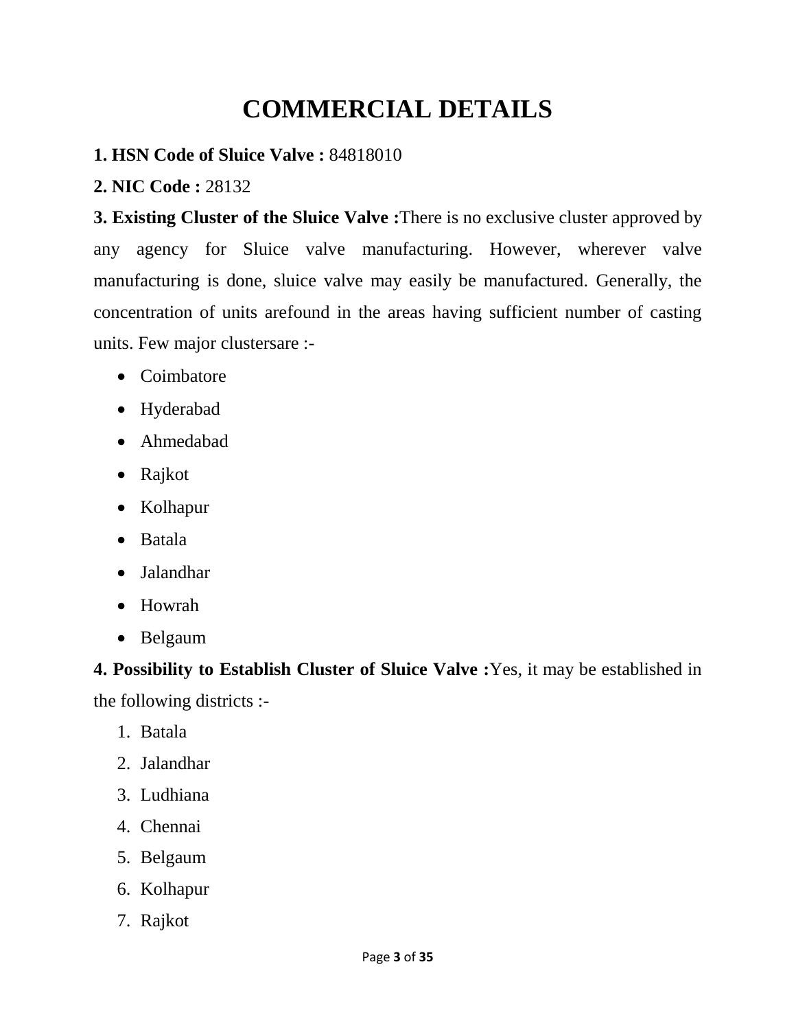# COMMERCIAL DETAILS

**1. HSN Code of Sluice Valve :** 84818010

**2. NIC Code :** 28132

**3. Existing Cluster of the Sluice Valve :**There is no exclusive cluster approved by any agency for Sluice valve manufacturing. However, wherever valve manufacturing is done, sluice valve may easily be manufactured. Generally, the concentration of units arefound in the areas having sufficient number of casting units. Few major clustersare :-

- Coimbatore
- Hyderabad
- Ahmedabad
- Rajkot
- Kolhapur
- Batala
- Jalandhar
- Howrah
- Belgaum

**4. Possibility to Establish Cluster of Sluice Valve :**Yes, it may be established in the following districts :-

1. Batala
2. Jalandhar
3. Ludhiana
4. Chennai
5. Belgaum
6. Kolhapur
7. Rajkot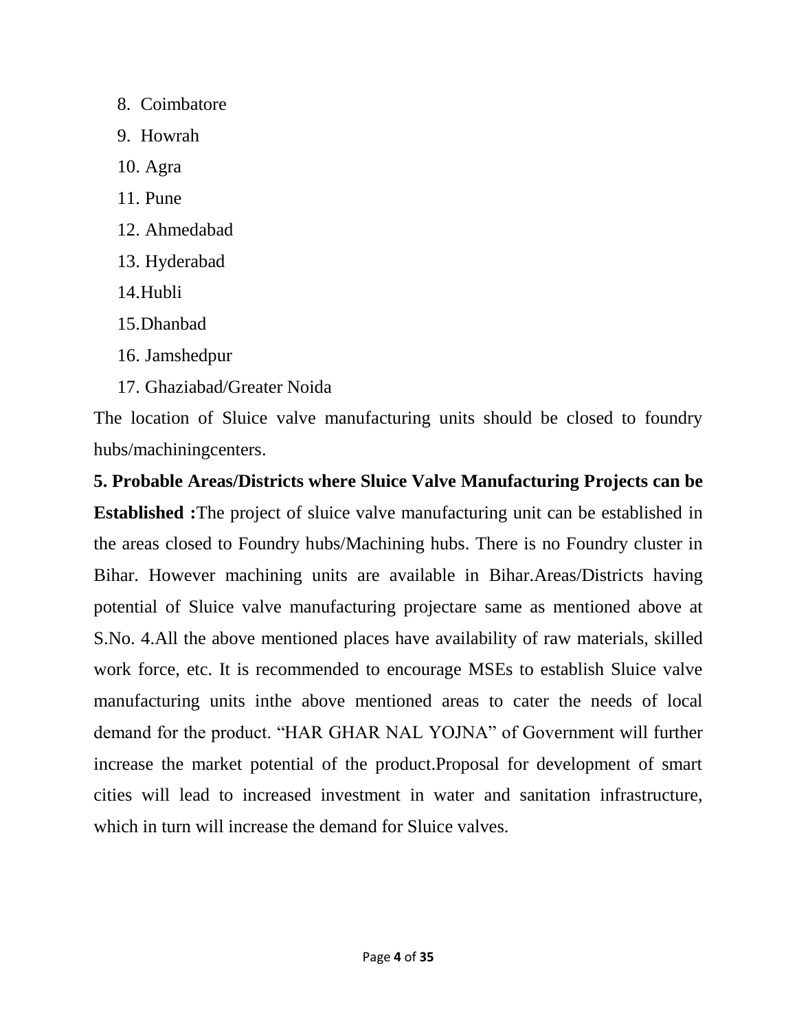8. Coimbatore
9. Howrah
10. Agra
11. Pune
12. Ahmedabad
13. Hyderabad
14. Hubli
15. Dhanbad
16. Jamshedpur
17. Ghaziabad/Greater Noida

The location of Sluice valve manufacturing units should be closed to foundry hubs/machiningcenters.

**5. Probable Areas/Districts where Sluice Valve Manufacturing Projects can be Established :**The project of sluice valve manufacturing unit can be established in the areas closed to Foundry hubs/Machining hubs. There is no Foundry cluster in Bihar. However machining units are available in Bihar.Areas/Districts having potential of Sluice valve manufacturing projectare same as mentioned above at S.No. 4.All the above mentioned places have availability of raw materials, skilled work force, etc. It is recommended to encourage MSEs to establish Sluice valve manufacturing units inthe above mentioned areas to cater the needs of local demand for the product. "HAR GHAR NAL YOJNA" of Government will further increase the market potential of the product.Proposal for development of smart cities will lead to increased investment in water and sanitation infrastructure, which in turn will increase the demand for Sluice valves.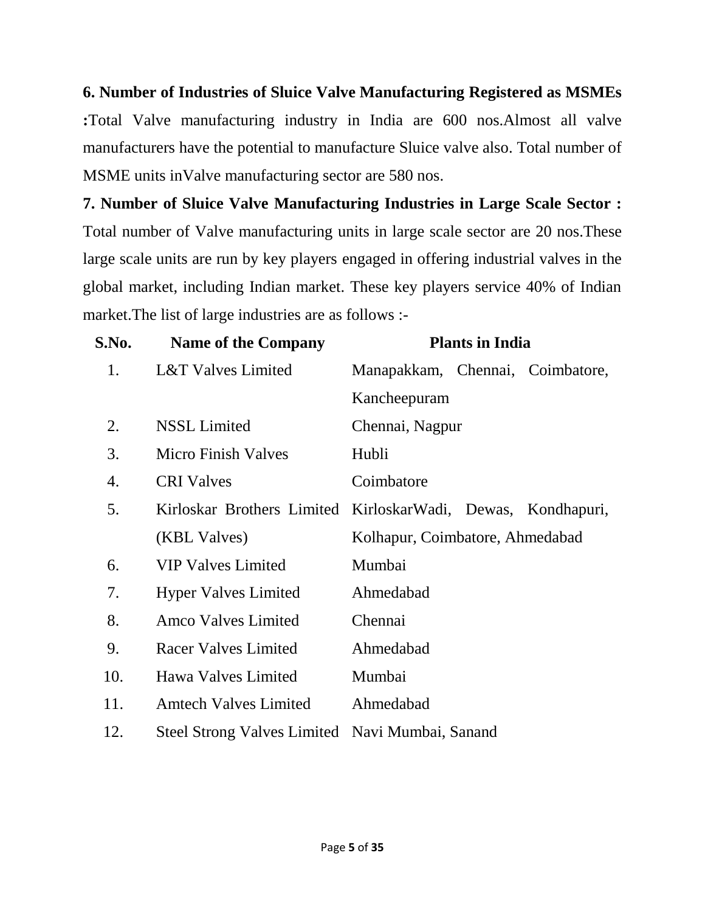**6. Number of Industries of Sluice Valve Manufacturing Registered as MSMEs :**Total Valve manufacturing industry in India are 600 nos.Almost all valve manufacturers have the potential to manufacture Sluice valve also. Total number of MSME units inValve manufacturing sector are 580 nos.

**7. Number of Sluice Valve Manufacturing Industries in Large Scale Sector :** Total number of Valve manufacturing units in large scale sector are 20 nos.These large scale units are run by key players engaged in offering industrial valves in the global market, including Indian market. These key players service 40% of Indian market.The list of large industries are as follows :-

| S.No. | Name of the Company | Plants in India |
|---|---|---|
| 1. | L&T Valves Limited | Manapakkam, Chennai, Coimbatore, Kancheepuram |
| 2. | NSSL Limited | Chennai, Nagpur |
| 3. | Micro Finish Valves | Hubli |
| 4. | CRI Valves | Coimbatore |
| 5. | Kirloskar Brothers Limited (KBL Valves) | KirloskarWadi, Dewas, Kondhapuri, Kolhapur, Coimbatore, Ahmedabad |
| 6. | VIP Valves Limited | Mumbai |
| 7. | Hyper Valves Limited | Ahmedabad |
| 8. | Amco Valves Limited | Chennai |
| 9. | Racer Valves Limited | Ahmedabad |
| 10. | Hawa Valves Limited | Mumbai |
| 11. | Amtech Valves Limited | Ahmedabad |
| 12. | Steel Strong Valves Limited | Navi Mumbai, Sanand |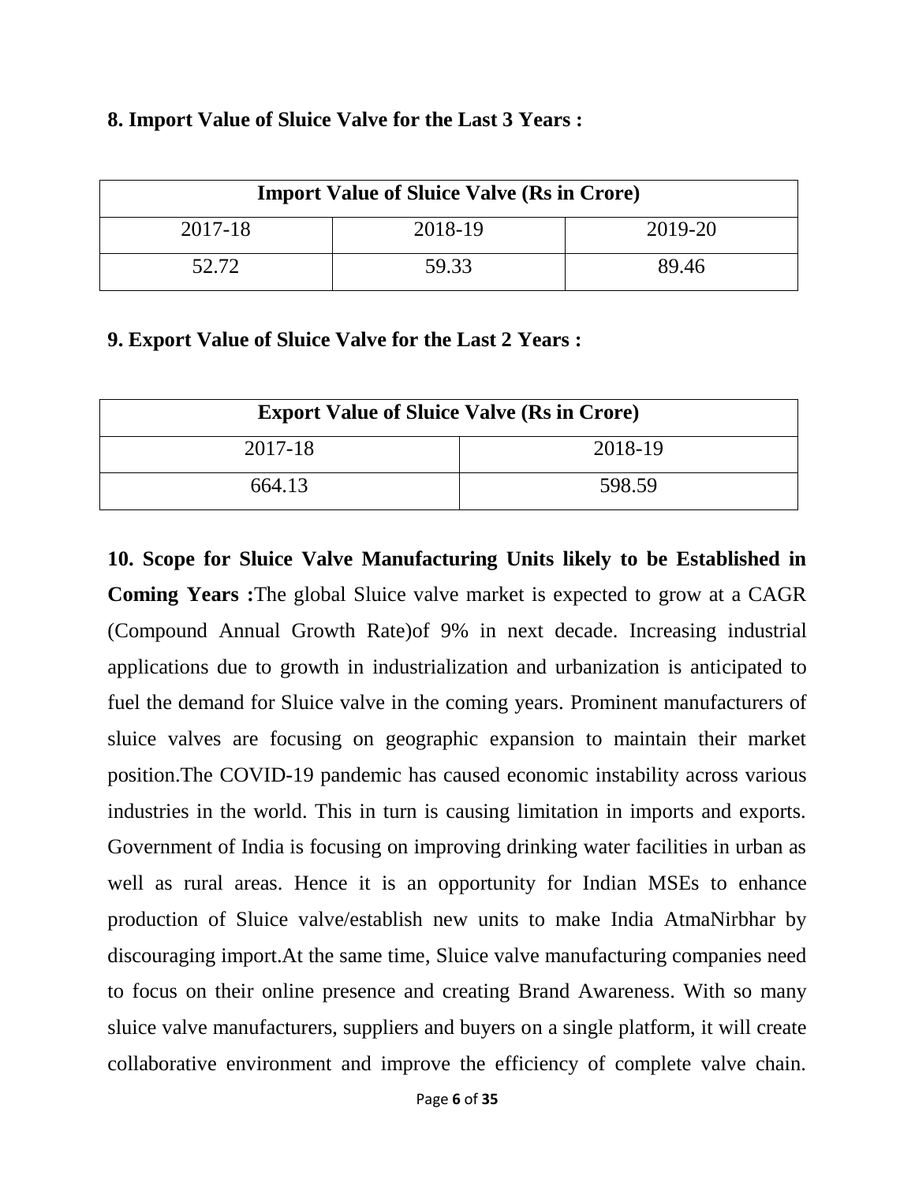## 8. Import Value of Sluice Valve for the Last 3 Years :

| Import Value of Sluice Valve (Rs in Crore) | | |
|---|---|---|
| 2017-18 | 2018-19 | 2019-20 |
| 52.72 | 59.33 | 89.46 |

## 9. Export Value of Sluice Valve for the Last 2 Years :

| Export Value of Sluice Valve (Rs in Crore) | |
|---|---|
| 2017-18 | 2018-19 |
| 664.13 | 598.59 |

**10. Scope for Sluice Valve Manufacturing Units likely to be Established in Coming Years :**The global Sluice valve market is expected to grow at a CAGR (Compound Annual Growth Rate)of 9% in next decade. Increasing industrial applications due to growth in industrialization and urbanization is anticipated to fuel the demand for Sluice valve in the coming years. Prominent manufacturers of sluice valves are focusing on geographic expansion to maintain their market position.The COVID-19 pandemic has caused economic instability across various industries in the world. This in turn is causing limitation in imports and exports. Government of India is focusing on improving drinking water facilities in urban as well as rural areas. Hence it is an opportunity for Indian MSEs to enhance production of Sluice valve/establish new units to make India AtmaNirbhar by discouraging import.At the same time, Sluice valve manufacturing companies need to focus on their online presence and creating Brand Awareness. With so many sluice valve manufacturers, suppliers and buyers on a single platform, it will create collaborative environment and improve the efficiency of complete valve chain.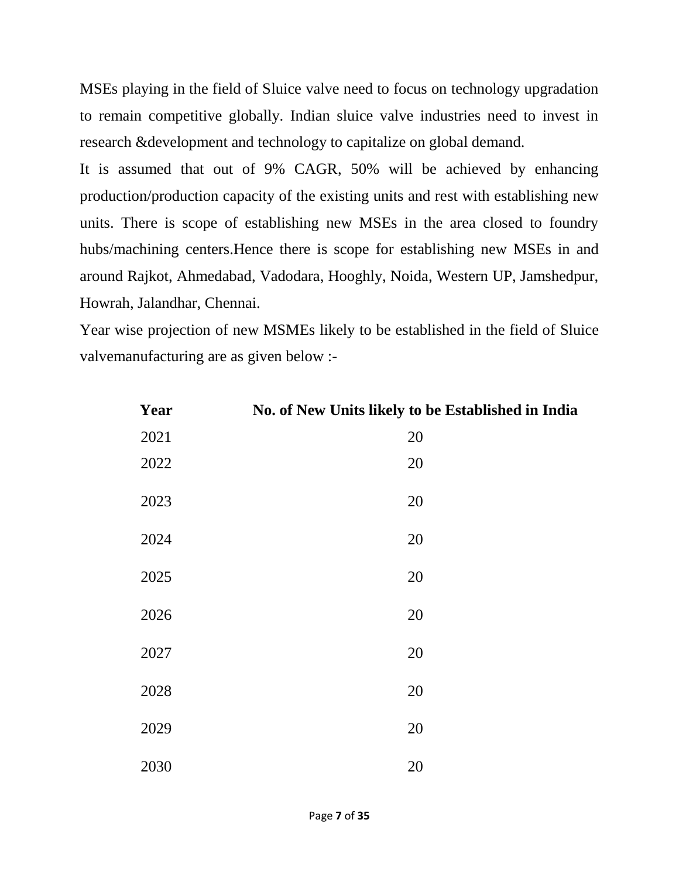MSEs playing in the field of Sluice valve need to focus on technology upgradation to remain competitive globally. Indian sluice valve industries need to invest in research &development and technology to capitalize on global demand.

It is assumed that out of 9% CAGR, 50% will be achieved by enhancing production/production capacity of the existing units and rest with establishing new units. There is scope of establishing new MSEs in the area closed to foundry hubs/machining centers.Hence there is scope for establishing new MSEs in and around Rajkot, Ahmedabad, Vadodara, Hooghly, Noida, Western UP, Jamshedpur, Howrah, Jalandhar, Chennai.

Year wise projection of new MSMEs likely to be established in the field of Sluice valvemanufacturing are as given below :-

| Year | No. of New Units likely to be Established in India |
|---|---|
| 2021 | 20 |
| 2022 | 20 |
| 2023 | 20 |
| 2024 | 20 |
| 2025 | 20 |
| 2026 | 20 |
| 2027 | 20 |
| 2028 | 20 |
| 2029 | 20 |
| 2030 | 20 |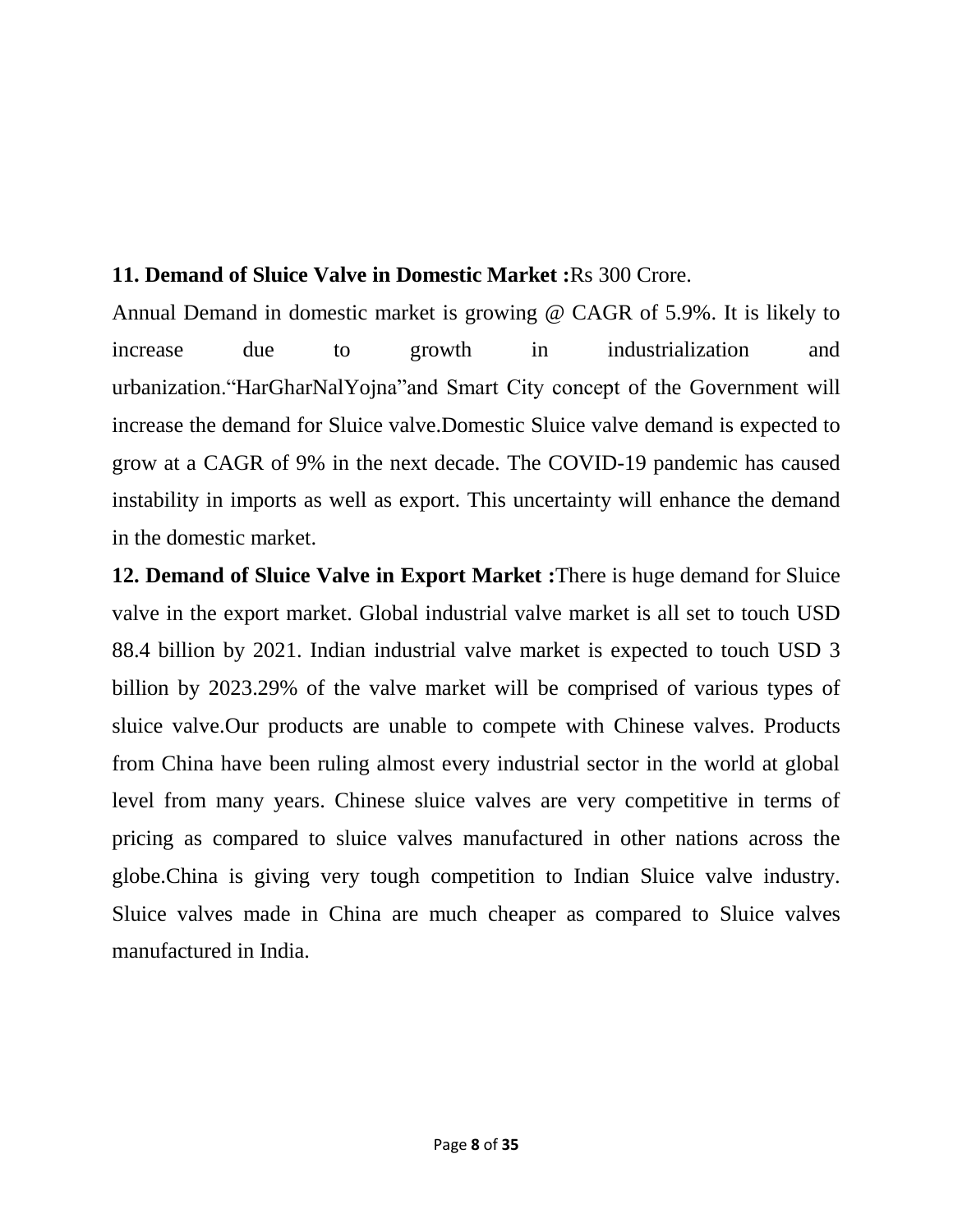**11. Demand of Sluice Valve in Domestic Market :**Rs 300 Crore.

Annual Demand in domestic market is growing @ CAGR of 5.9%. It is likely to increase due to growth in industrialization and urbanization."HarGharNalYojna"and Smart City concept of the Government will increase the demand for Sluice valve.Domestic Sluice valve demand is expected to grow at a CAGR of 9% in the next decade. The COVID-19 pandemic has caused instability in imports as well as export. This uncertainty will enhance the demand in the domestic market.

**12. Demand of Sluice Valve in Export Market :**There is huge demand for Sluice valve in the export market. Global industrial valve market is all set to touch USD 88.4 billion by 2021. Indian industrial valve market is expected to touch USD 3 billion by 2023.29% of the valve market will be comprised of various types of sluice valve.Our products are unable to compete with Chinese valves. Products from China have been ruling almost every industrial sector in the world at global level from many years. Chinese sluice valves are very competitive in terms of pricing as compared to sluice valves manufactured in other nations across the globe.China is giving very tough competition to Indian Sluice valve industry. Sluice valves made in China are much cheaper as compared to Sluice valves manufactured in India.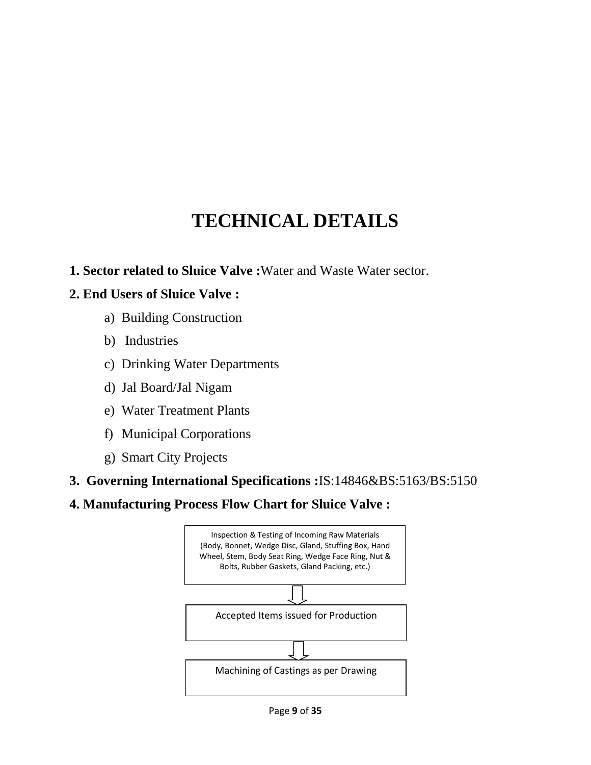# TECHNICAL DETAILS

**1. Sector related to Sluice Valve :** Water and Waste Water sector.

**2. End Users of Sluice Valve :**

a) Building Construction

b) Industries

c) Drinking Water Departments

d) Jal Board/Jal Nigam

e) Water Treatment Plants

f) Municipal Corporations

g) Smart City Projects

**3. Governing International Specifications :** IS:14846&BS:5163/BS:5150

**4. Manufacturing Process Flow Chart for Sluice Valve :**

Inspection & Testing of Incoming Raw Materials (Body, Bonnet, Wedge Disc, Gland, Stuffing Box, Hand Wheel, Stem, Body Seat Ring, Wedge Face Ring, Nut & Bolts, Rubber Gaskets, Gland Packing, etc.)

⇩

Accepted Items issued for Production

⇩

Machining of Castings as per Drawing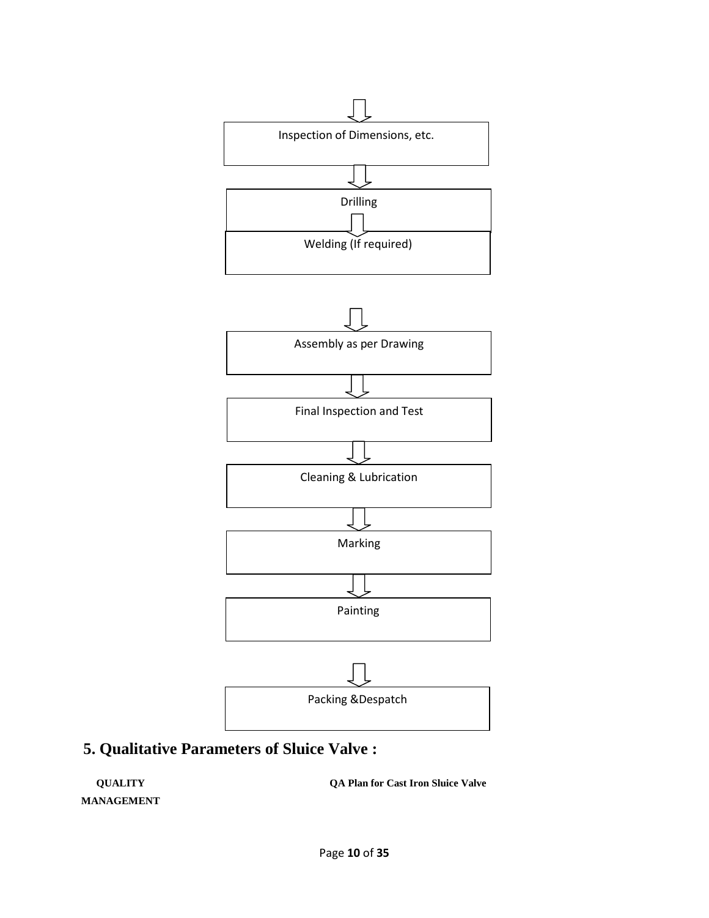Inspection of Dimensions, etc.

↓

Drilling

↓

Welding (If required)

↓

Assembly as per Drawing

↓

Final Inspection and Test

↓

Cleaning & Lubrication

↓

Marking

↓

Painting

↓

Packing &Despatch

## 5. Qualitative Parameters of Sluice Valve :

**QUALITY MANAGEMENT** **QA Plan for Cast Iron Sluice Valve**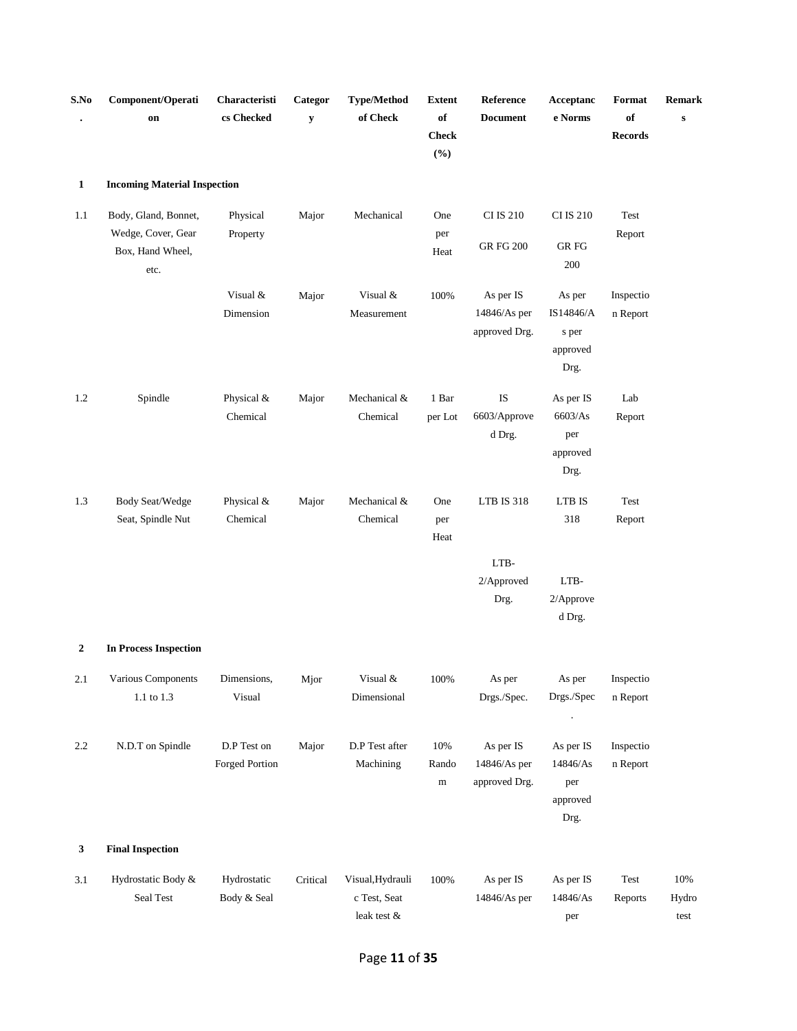| S.No. | Component/Operation | Characteristics Checked | Category | Type/Method of Check | Extent of Check (%) | Reference Document | Acceptance Norms | Format of Records | Remarks |
|---|---|---|---|---|---|---|---|---|---|
| **1** | **Incoming Material Inspection** | | | | | | | | |
| 1.1 | Body, Gland, Bonnet, Wedge, Cover, Gear Box, Hand Wheel, etc. | Physical Property | Major | Mechanical | One per Heat | CI IS 210<br><br>GR FG 200 | CI IS 210<br><br>GR FG 200 | Test Report | |
| | | Visual & Dimension | Major | Visual & Measurement | 100% | As per IS 14846/As per approved Drg. | As per IS14846/As per approved Drg. | Inspection Report | |
| 1.2 | Spindle | Physical & Chemical | Major | Mechanical & Chemical | 1 Bar per Lot | IS 6603/Approved Drg. | As per IS 6603/As per approved Drg. | Lab Report | |
| 1.3 | Body Seat/Wedge Seat, Spindle Nut | Physical & Chemical | Major | Mechanical & Chemical | One per Heat | LTB IS 318<br><br>LTB-2/Approved Drg. | LTB IS 318<br><br>LTB-2/Approved Drg. | Test Report | |
| **2** | **In Process Inspection** | | | | | | | | |
| 2.1 | Various Components 1.1 to 1.3 | Dimensions, Visual | Mjor | Visual & Dimensional | 100% | As per Drgs./Spec. | As per Drgs./Spec. | Inspection Report | |
| 2.2 | N.D.T on Spindle | D.P Test on Forged Portion | Major | D.P Test after Machining | 10% Random | As per IS 14846/As per approved Drg. | As per IS 14846/As per approved Drg. | Inspection Report | |
| **3** | **Final Inspection** | | | | | | | | |
| 3.1 | Hydrostatic Body & Seal Test | Hydrostatic Body & Seal | Critical | Visual,Hydraulic Test, Seat leak test & | 100% | As per IS 14846/As per | As per IS 14846/As per | Test Reports | 10% Hydro test |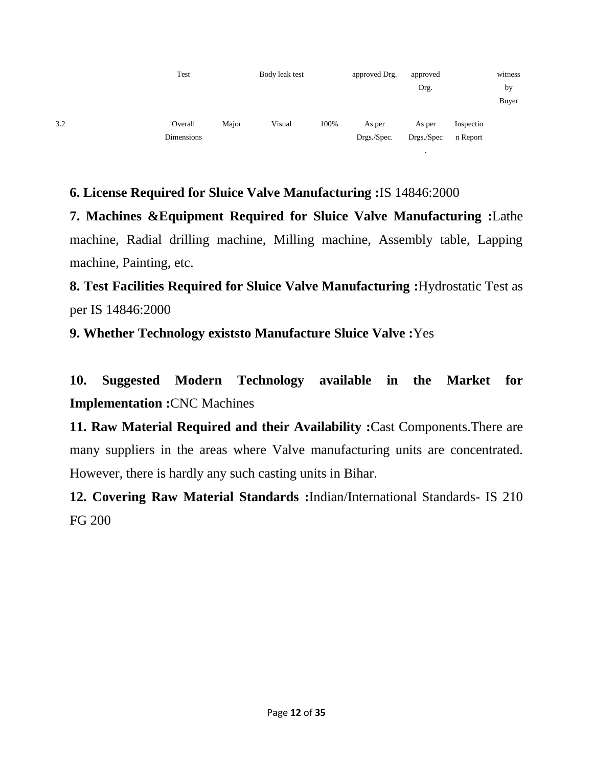|  |  | Test |  | Body leak test |  | approved Drg. | approved Drg. |  | witness by Buyer |
|---|---|---|---|---|---|---|---|---|---|
| 3.2 |  | Overall Dimensions | Major | Visual | 100% | As per Drgs./Spec. | As per Drgs./Spec. | Inspection Report |  |

**6. License Required for Sluice Valve Manufacturing :**IS 14846:2000

**7. Machines &Equipment Required for Sluice Valve Manufacturing :**Lathe machine, Radial drilling machine, Milling machine, Assembly table, Lapping machine, Painting, etc.

**8. Test Facilities Required for Sluice Valve Manufacturing :**Hydrostatic Test as per IS 14846:2000

**9. Whether Technology existsto Manufacture Sluice Valve :**Yes

**10. Suggested Modern Technology available in the Market for Implementation :**CNC Machines

**11. Raw Material Required and their Availability :**Cast Components.There are many suppliers in the areas where Valve manufacturing units are concentrated. However, there is hardly any such casting units in Bihar.

**12. Covering Raw Material Standards :**Indian/International Standards- IS 210 FG 200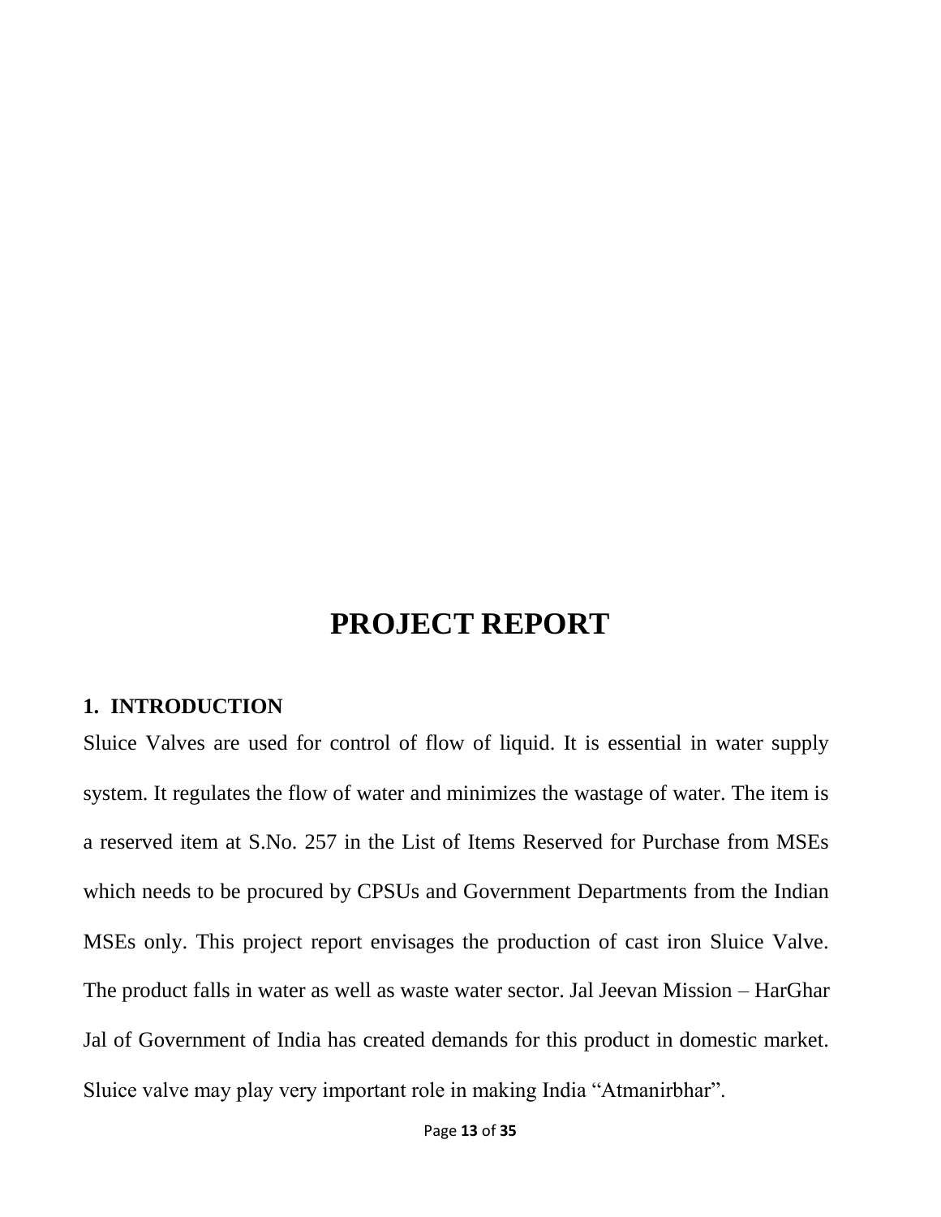# PROJECT REPORT

## 1. INTRODUCTION

Sluice Valves are used for control of flow of liquid. It is essential in water supply system. It regulates the flow of water and minimizes the wastage of water. The item is a reserved item at S.No. 257 in the List of Items Reserved for Purchase from MSEs which needs to be procured by CPSUs and Government Departments from the Indian MSEs only. This project report envisages the production of cast iron Sluice Valve. The product falls in water as well as waste water sector. Jal Jeevan Mission – HarGhar Jal of Government of India has created demands for this product in domestic market. Sluice valve may play very important role in making India “Atmanirbhar”.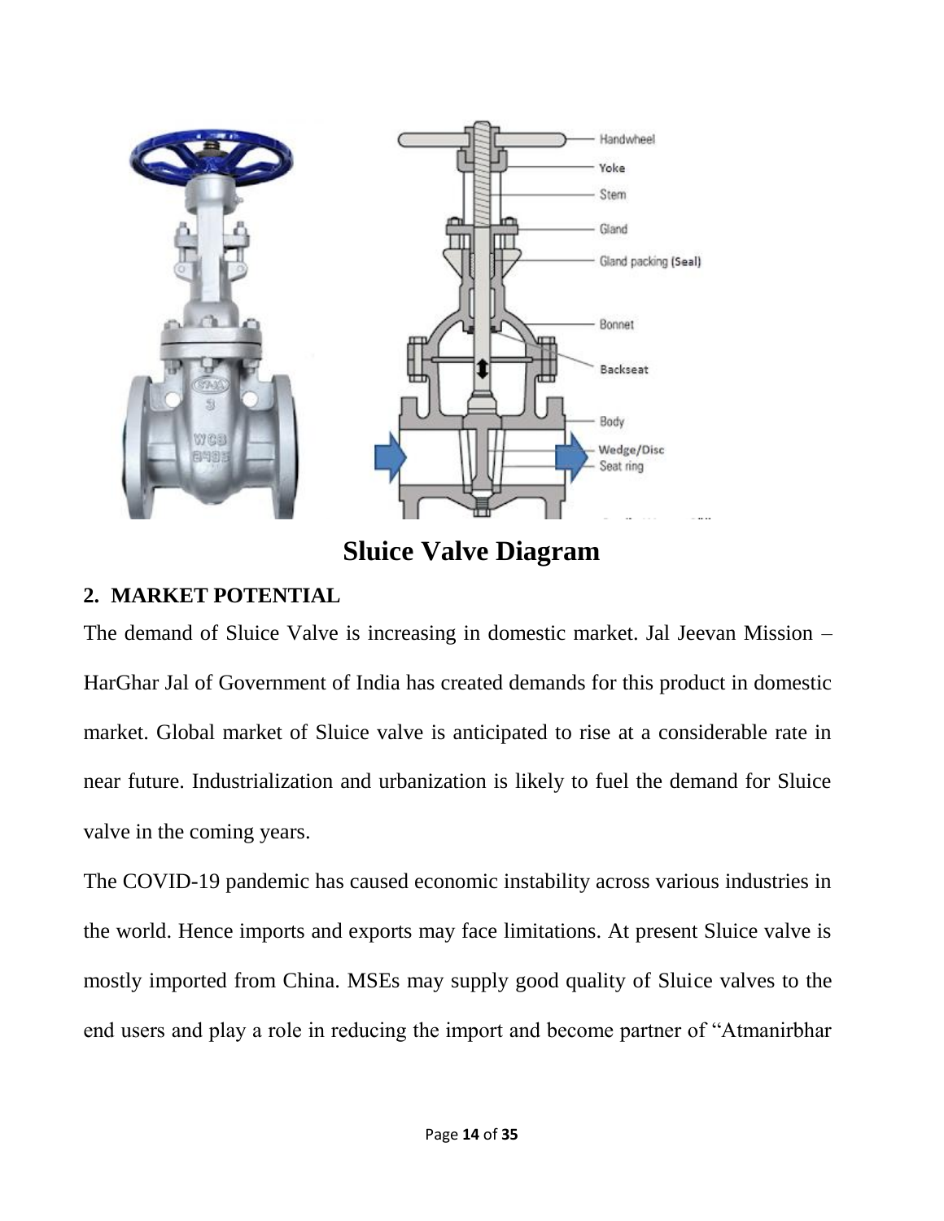**Sluice Valve Diagram**

## 2. MARKET POTENTIAL

The demand of Sluice Valve is increasing in domestic market. Jal Jeevan Mission – HarGhar Jal of Government of India has created demands for this product in domestic market. Global market of Sluice valve is anticipated to rise at a considerable rate in near future. Industrialization and urbanization is likely to fuel the demand for Sluice valve in the coming years.

The COVID-19 pandemic has caused economic instability across various industries in the world. Hence imports and exports may face limitations. At present Sluice valve is mostly imported from China. MSEs may supply good quality of Sluice valves to the end users and play a role in reducing the import and become partner of "Atmanirbhar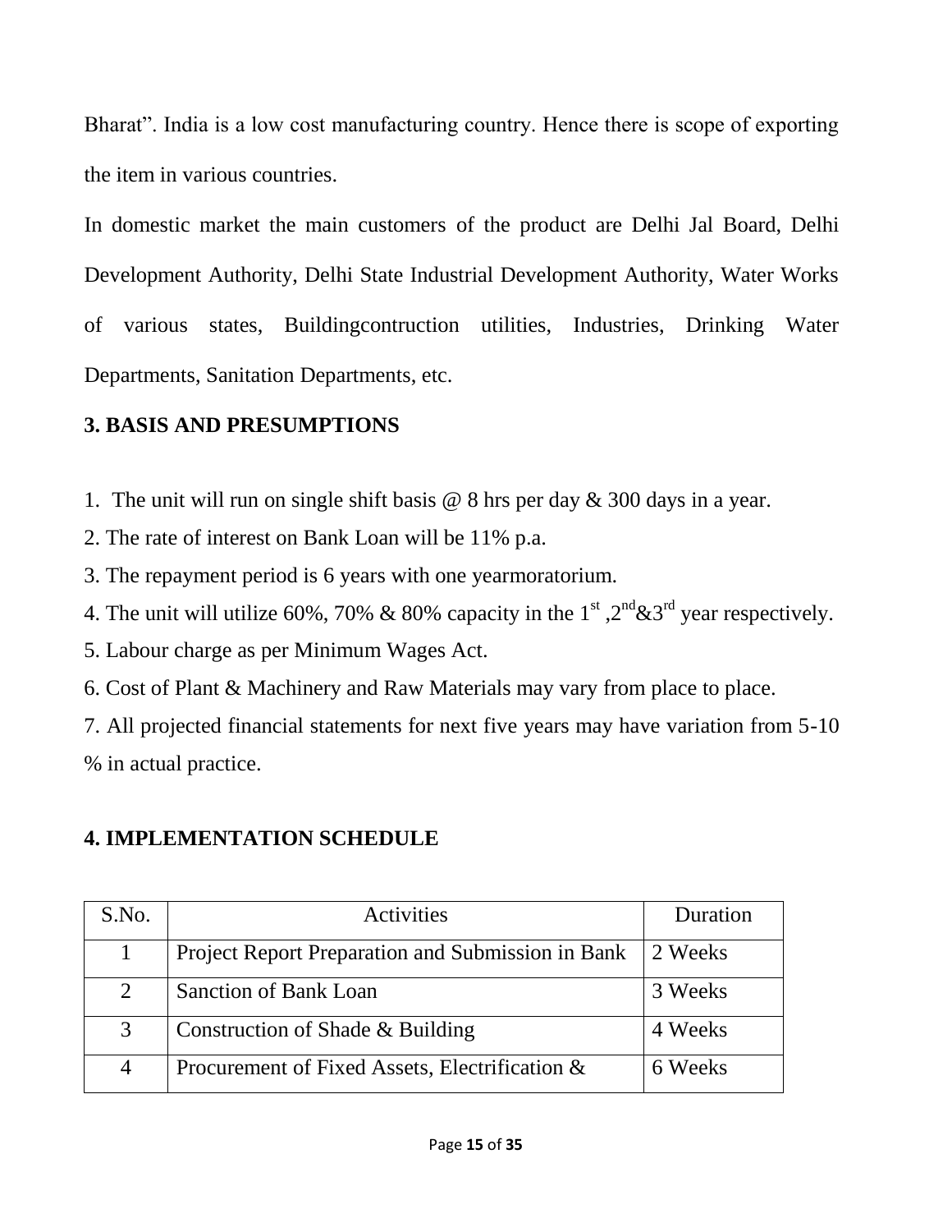Bharat". India is a low cost manufacturing country. Hence there is scope of exporting the item in various countries.

In domestic market the main customers of the product are Delhi Jal Board, Delhi Development Authority, Delhi State Industrial Development Authority, Water Works of various states, Buildingcontruction utilities, Industries, Drinking Water Departments, Sanitation Departments, etc.

## 3. BASIS AND PRESUMPTIONS

1. The unit will run on single shift basis @ 8 hrs per day & 300 days in a year.
2. The rate of interest on Bank Loan will be 11% p.a.
3. The repayment period is 6 years with one yearmoratorium.
4. The unit will utilize 60%, 70% & 80% capacity in the 1st ,2nd&3rd year respectively.
5. Labour charge as per Minimum Wages Act.
6. Cost of Plant & Machinery and Raw Materials may vary from place to place.
7. All projected financial statements for next five years may have variation from 5-10 % in actual practice.

## 4. IMPLEMENTATION SCHEDULE

| S.No. | Activities | Duration |
|---|---|---|
| 1 | Project Report Preparation and Submission in Bank | 2 Weeks |
| 2 | Sanction of Bank Loan | 3 Weeks |
| 3 | Construction of Shade & Building | 4 Weeks |
| 4 | Procurement of Fixed Assets, Electrification & | 6 Weeks |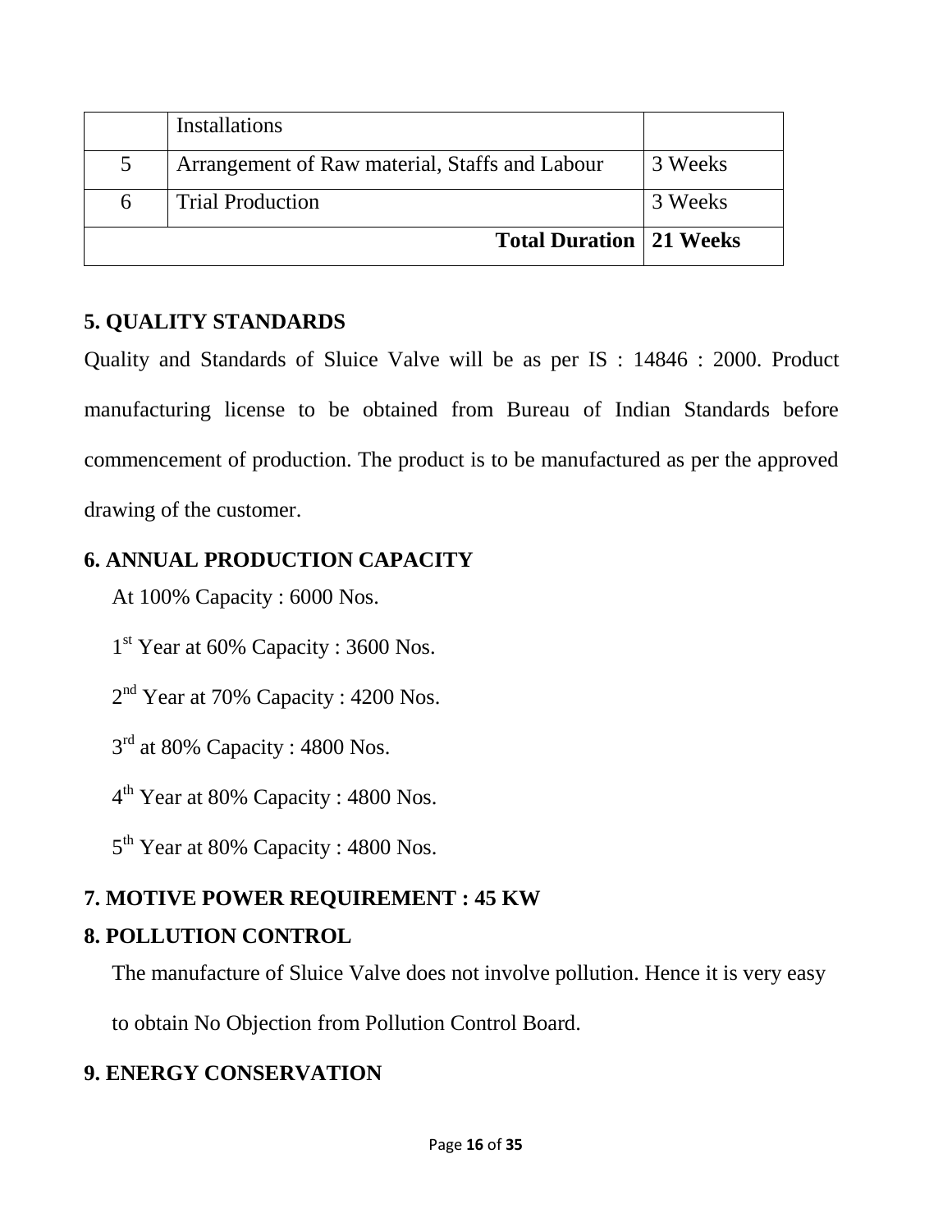| | Installations | |
|---|---|---|
| 5 | Arrangement of Raw material, Staffs and Labour | 3 Weeks |
| 6 | Trial Production | 3 Weeks |
| | **Total Duration** | **21 Weeks** |

## 5. QUALITY STANDARDS

Quality and Standards of Sluice Valve will be as per IS : 14846 : 2000. Product manufacturing license to be obtained from Bureau of Indian Standards before commencement of production. The product is to be manufactured as per the approved drawing of the customer.

## 6. ANNUAL PRODUCTION CAPACITY

At 100% Capacity : 6000 Nos.

1st Year at 60% Capacity : 3600 Nos.

2nd Year at 70% Capacity : 4200 Nos.

3rd at 80% Capacity : 4800 Nos.

4th Year at 80% Capacity : 4800 Nos.

5th Year at 80% Capacity : 4800 Nos.

## 7. MOTIVE POWER REQUIREMENT : 45 KW

## 8. POLLUTION CONTROL

The manufacture of Sluice Valve does not involve pollution. Hence it is very easy to obtain No Objection from Pollution Control Board.

## 9. ENERGY CONSERVATION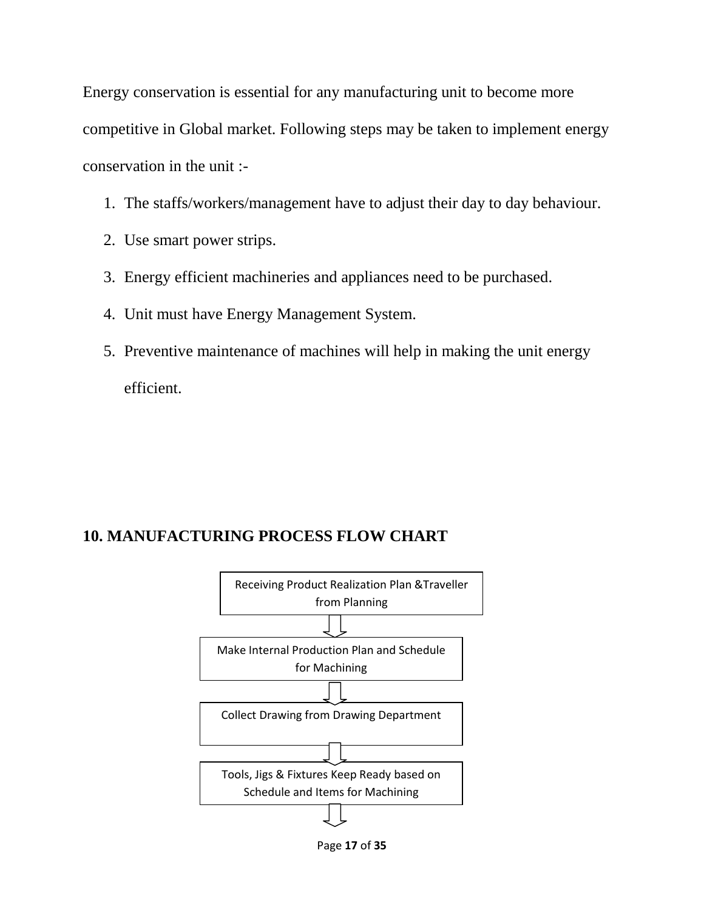Energy conservation is essential for any manufacturing unit to become more competitive in Global market. Following steps may be taken to implement energy conservation in the unit :-

1. The staffs/workers/management have to adjust their day to day behaviour.
2. Use smart power strips.
3. Energy efficient machineries and appliances need to be purchased.
4. Unit must have Energy Management System.
5. Preventive maintenance of machines will help in making the unit energy efficient.

## 10. MANUFACTURING PROCESS FLOW CHART

Receiving Product Realization Plan &Traveller from Planning

⇩

Make Internal Production Plan and Schedule for Machining

⇩

Collect Drawing from Drawing Department

⇩

Tools, Jigs & Fixtures Keep Ready based on Schedule and Items for Machining

⇩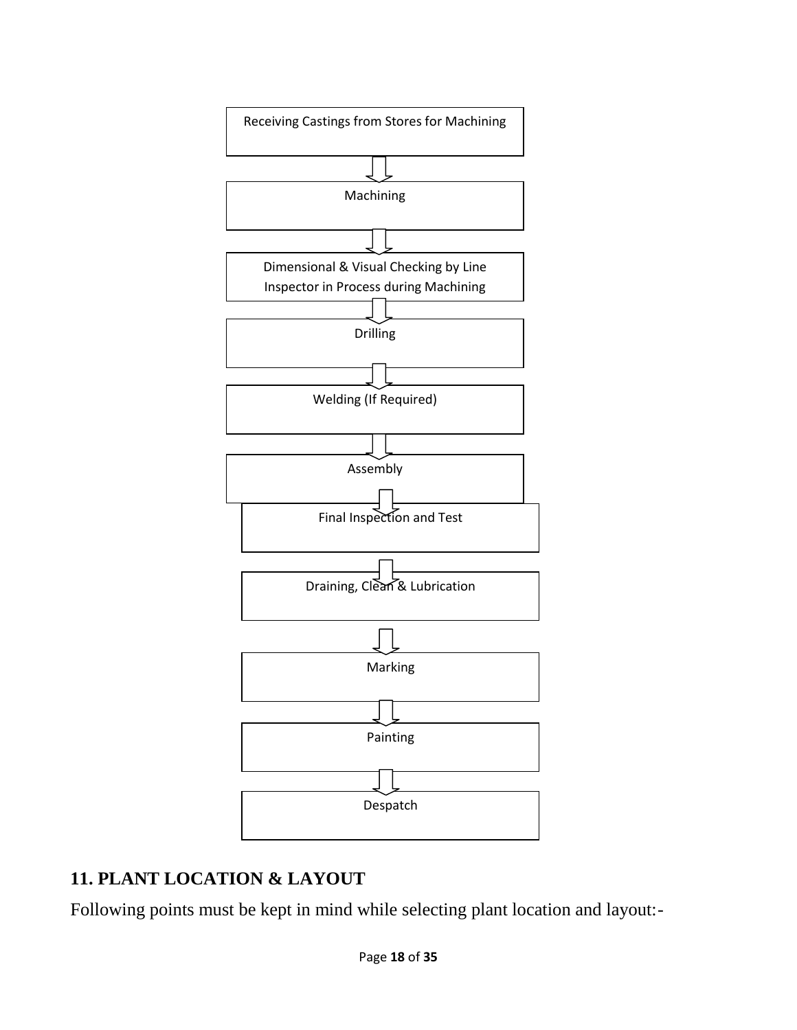Receiving Castings from Stores for Machining

↓

Machining

↓

Dimensional & Visual Checking by Line Inspector in Process during Machining

↓

Drilling

↓

Welding (If Required)

↓

Assembly

↓

Final Inspection and Test

↓

Draining, Clean & Lubrication

↓

Marking

↓

Painting

↓

Despatch

## 11. PLANT LOCATION & LAYOUT

Following points must be kept in mind while selecting plant location and layout:-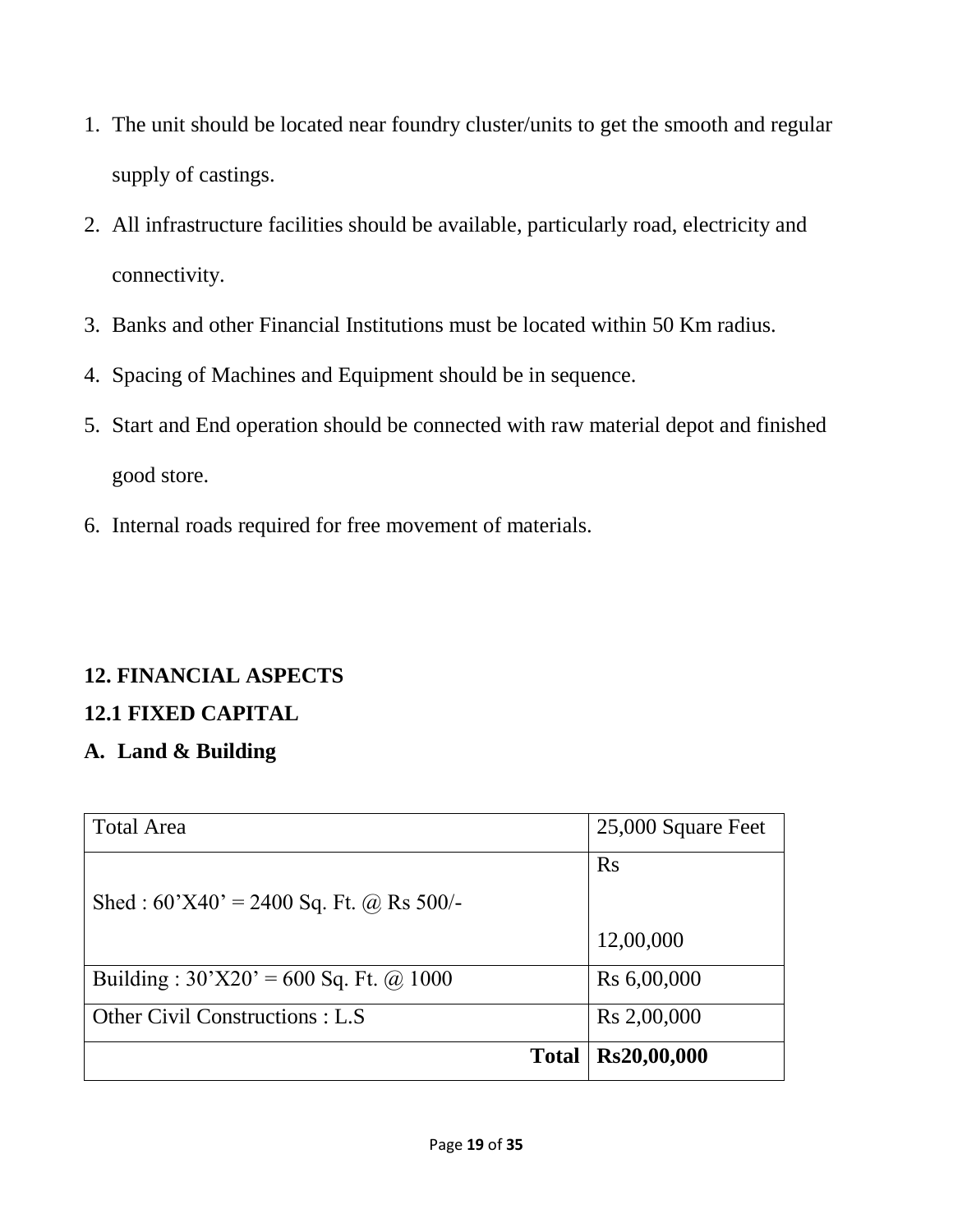1. The unit should be located near foundry cluster/units to get the smooth and regular supply of castings.
2. All infrastructure facilities should be available, particularly road, electricity and connectivity.
3. Banks and other Financial Institutions must be located within 50 Km radius.
4. Spacing of Machines and Equipment should be in sequence.
5. Start and End operation should be connected with raw material depot and finished good store.
6. Internal roads required for free movement of materials.

## 12. FINANCIAL ASPECTS

### 12.1 FIXED CAPITAL

### A. Land & Building

| Total Area | 25,000 Square Feet |
|---|---|
| Shed : 60’X40’ = 2400 Sq. Ft. @ Rs 500/- | Rs 12,00,000 |
| Building : 30’X20’ = 600 Sq. Ft. @ 1000 | Rs 6,00,000 |
| Other Civil Constructions : L.S | Rs 2,00,000 |
| **Total** | **Rs20,00,000** |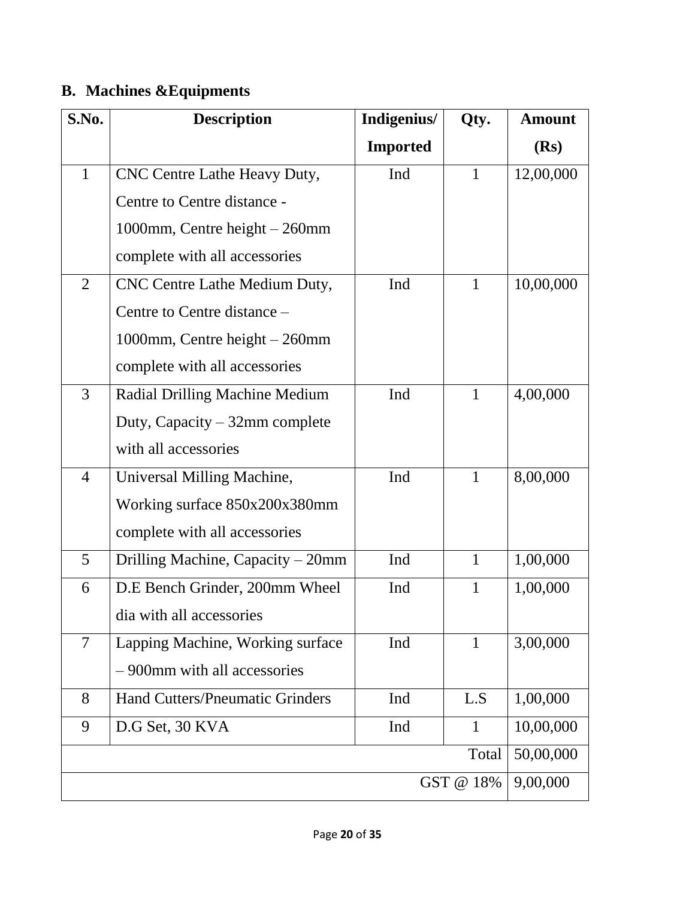## B. Machines &Equipments

| S.No. | Description | Indigenius/ Imported | Qty. | Amount (Rs) |
|---|---|---|---|---|
| 1 | CNC Centre Lathe Heavy Duty, Centre to Centre distance - 1000mm, Centre height – 260mm complete with all accessories | Ind | 1 | 12,00,000 |
| 2 | CNC Centre Lathe Medium Duty, Centre to Centre distance – 1000mm, Centre height – 260mm complete with all accessories | Ind | 1 | 10,00,000 |
| 3 | Radial Drilling Machine Medium Duty, Capacity – 32mm complete with all accessories | Ind | 1 | 4,00,000 |
| 4 | Universal Milling Machine, Working surface 850x200x380mm complete with all accessories | Ind | 1 | 8,00,000 |
| 5 | Drilling Machine, Capacity – 20mm | Ind | 1 | 1,00,000 |
| 6 | D.E Bench Grinder, 200mm Wheel dia with all accessories | Ind | 1 | 1,00,000 |
| 7 | Lapping Machine, Working surface – 900mm with all accessories | Ind | 1 | 3,00,000 |
| 8 | Hand Cutters/Pneumatic Grinders | Ind | L.S | 1,00,000 |
| 9 | D.G Set, 30 KVA | Ind | 1 | 10,00,000 |
| | | | Total | 50,00,000 |
| | | | GST @ 18% | 9,00,000 |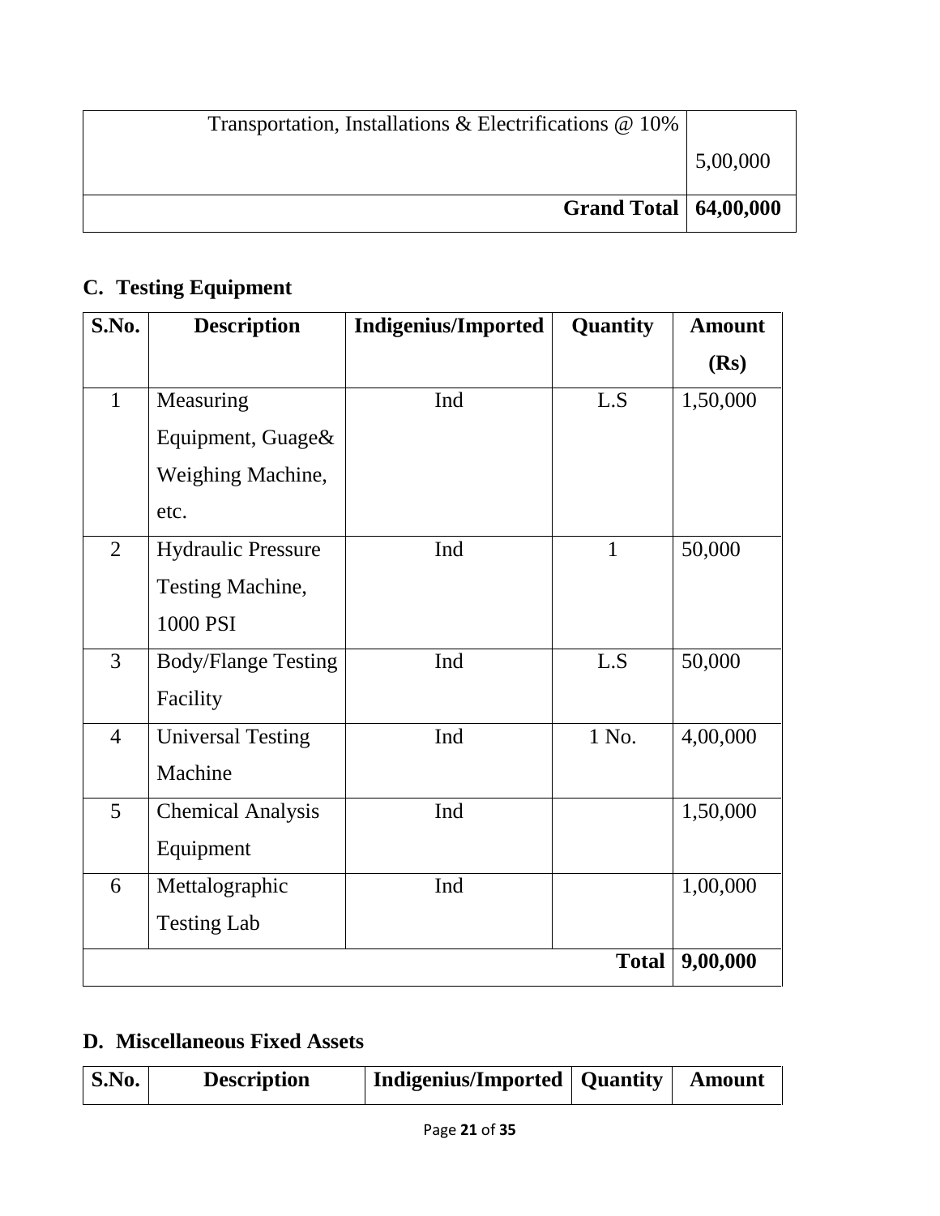| Transportation, Installations & Electrifications @ 10% | 5,00,000 |
|---|---|
| **Grand Total** | **64,00,000** |

## C. Testing Equipment

| S.No. | Description | Indigenius/Imported | Quantity | Amount (Rs) |
|---|---|---|---|---|
| 1 | Measuring Equipment, Guage& Weighing Machine, etc. | Ind | L.S | 1,50,000 |
| 2 | Hydraulic Pressure Testing Machine, 1000 PSI | Ind | 1 | 50,000 |
| 3 | Body/Flange Testing Facility | Ind | L.S | 50,000 |
| 4 | Universal Testing Machine | Ind | 1 No. | 4,00,000 |
| 5 | Chemical Analysis Equipment | Ind | | 1,50,000 |
| 6 | Mettalographic Testing Lab | Ind | | 1,00,000 |
| | | | **Total** | **9,00,000** |

## D. Miscellaneous Fixed Assets

| S.No. | Description | Indigenius/Imported | Quantity | Amount |
|---|---|---|---|---|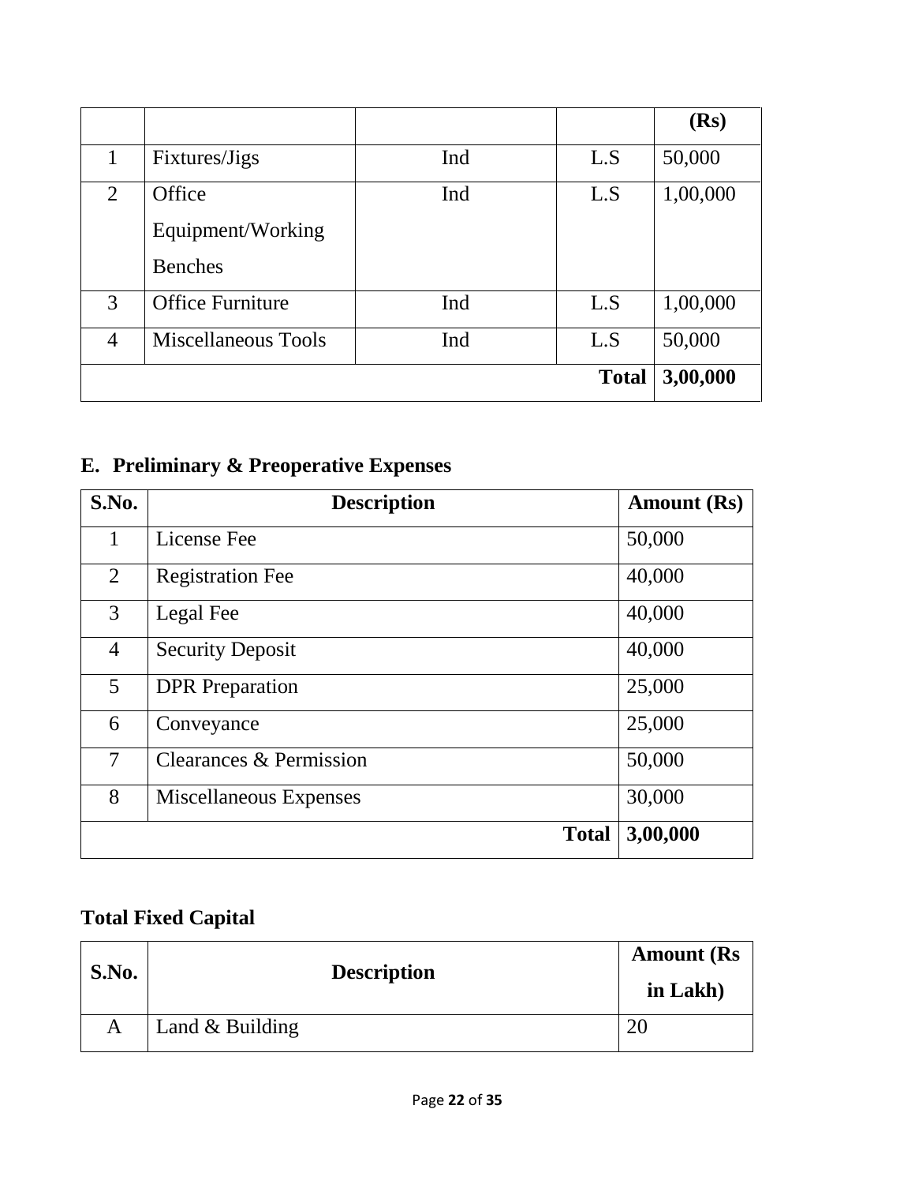| | | | | (Rs) |
|---|---|---|---|---|
| 1 | Fixtures/Jigs | Ind | L.S | 50,000 |
| 2 | Office Equipment/Working Benches | Ind | L.S | 1,00,000 |
| 3 | Office Furniture | Ind | L.S | 1,00,000 |
| 4 | Miscellaneous Tools | Ind | L.S | 50,000 |
| | | | **Total** | **3,00,000** |

## E. Preliminary & Preoperative Expenses

| S.No. | Description | Amount (Rs) |
|---|---|---|
| 1 | License Fee | 50,000 |
| 2 | Registration Fee | 40,000 |
| 3 | Legal Fee | 40,000 |
| 4 | Security Deposit | 40,000 |
| 5 | DPR Preparation | 25,000 |
| 6 | Conveyance | 25,000 |
| 7 | Clearances & Permission | 50,000 |
| 8 | Miscellaneous Expenses | 30,000 |
| | **Total** | **3,00,000** |

## Total Fixed Capital

| S.No. | Description | Amount (Rs in Lakh) |
|---|---|---|
| A | Land & Building | 20 |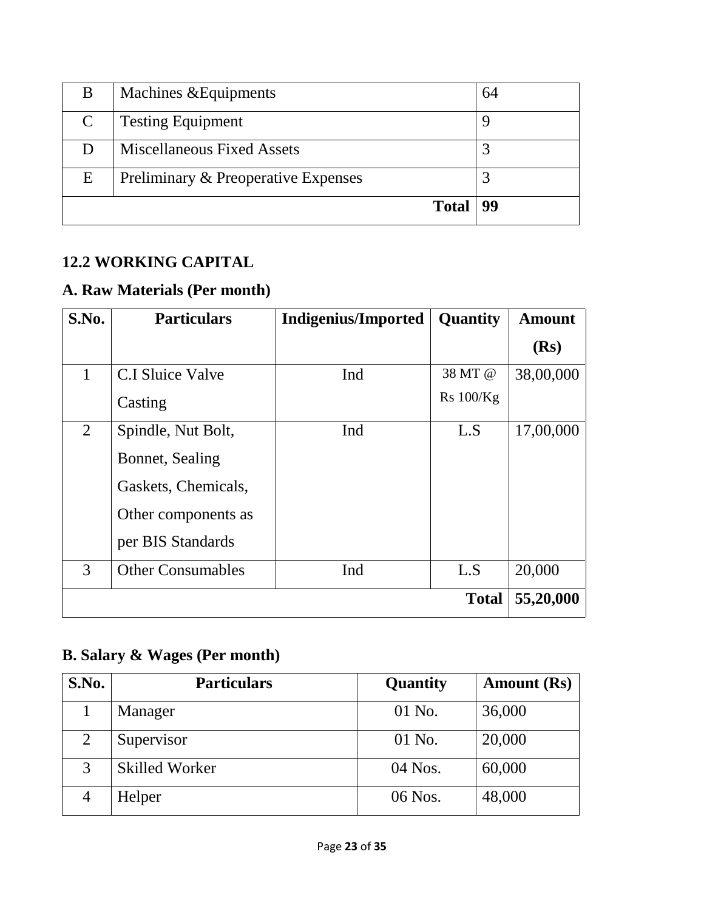| B | Machines &Equipments | 64 |
|---|---|---|
| C | Testing Equipment | 9 |
| D | Miscellaneous Fixed Assets | 3 |
| E | Preliminary & Preoperative Expenses | 3 |
| | **Total** | **99** |

## 12.2 WORKING CAPITAL

### A. Raw Materials (Per month)

| S.No. | Particulars | Indigenius/Imported | Quantity | Amount (Rs) |
|---|---|---|---|---|
| 1 | C.I Sluice Valve Casting | Ind | 38 MT @ Rs 100/Kg | 38,00,000 |
| 2 | Spindle, Nut Bolt, Bonnet, Sealing Gaskets, Chemicals, Other components as per BIS Standards | Ind | L.S | 17,00,000 |
| 3 | Other Consumables | Ind | L.S | 20,000 |
| | | | **Total** | **55,20,000** |

### B. Salary & Wages (Per month)

| S.No. | Particulars | Quantity | Amount (Rs) |
|---|---|---|---|
| 1 | Manager | 01 No. | 36,000 |
| 2 | Supervisor | 01 No. | 20,000 |
| 3 | Skilled Worker | 04 Nos. | 60,000 |
| 4 | Helper | 06 Nos. | 48,000 |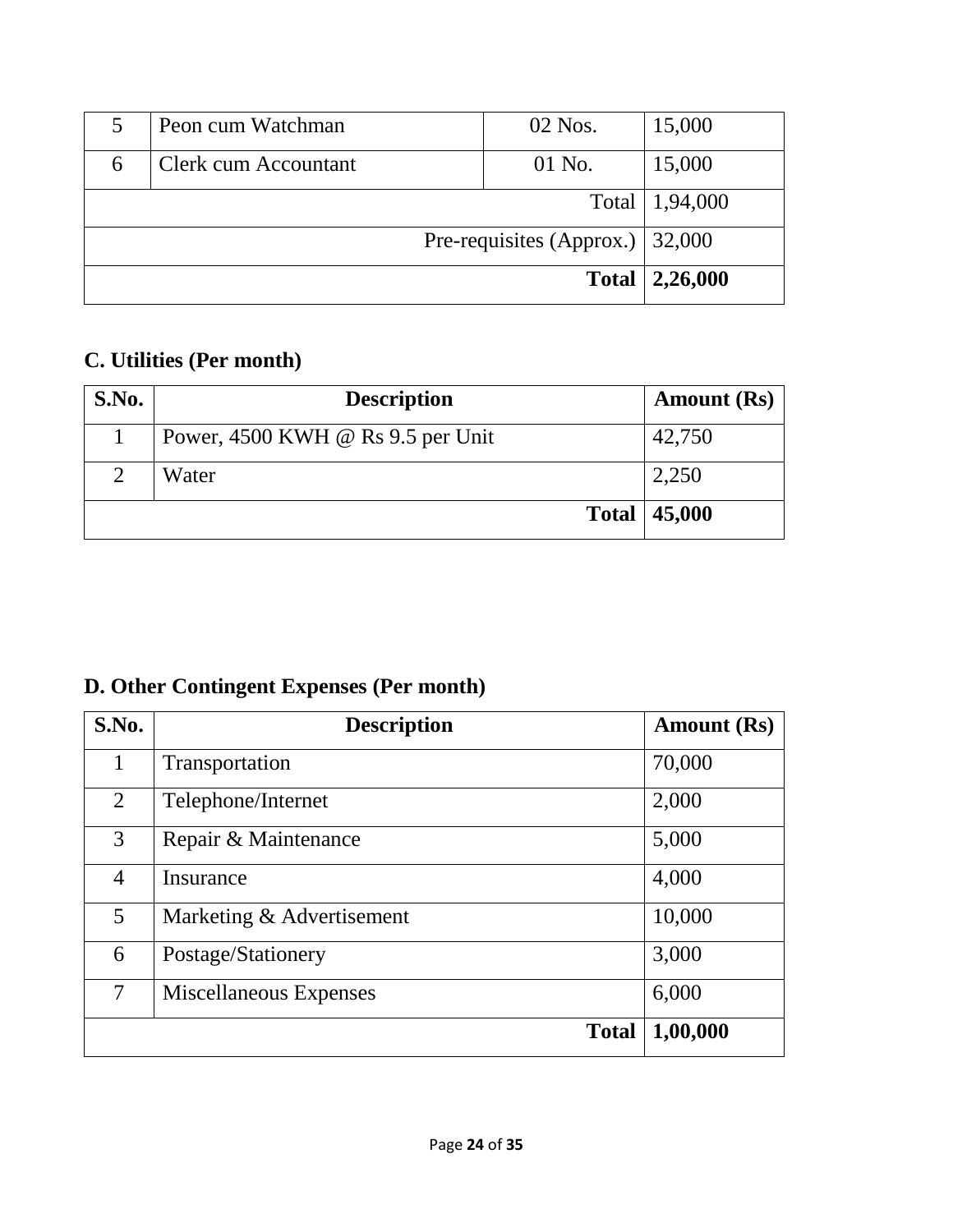| 5 | Peon cum Watchman | 02 Nos. | 15,000 |
|---|---|---|---|
| 6 | Clerk cum Accountant | 01 No. | 15,000 |
| | | Total | 1,94,000 |
| | | Pre-requisites (Approx.) | 32,000 |
| | | **Total** | **2,26,000** |

### C. Utilities (Per month)

| S.No. | Description | Amount (Rs) |
|---|---|---|
| 1 | Power, 4500 KWH @ Rs 9.5 per Unit | 42,750 |
| 2 | Water | 2,250 |
| | **Total** | **45,000** |

### D. Other Contingent Expenses (Per month)

| S.No. | Description | Amount (Rs) |
|---|---|---|
| 1 | Transportation | 70,000 |
| 2 | Telephone/Internet | 2,000 |
| 3 | Repair & Maintenance | 5,000 |
| 4 | Insurance | 4,000 |
| 5 | Marketing & Advertisement | 10,000 |
| 6 | Postage/Stationery | 3,000 |
| 7 | Miscellaneous Expenses | 6,000 |
| | **Total** | **1,00,000** |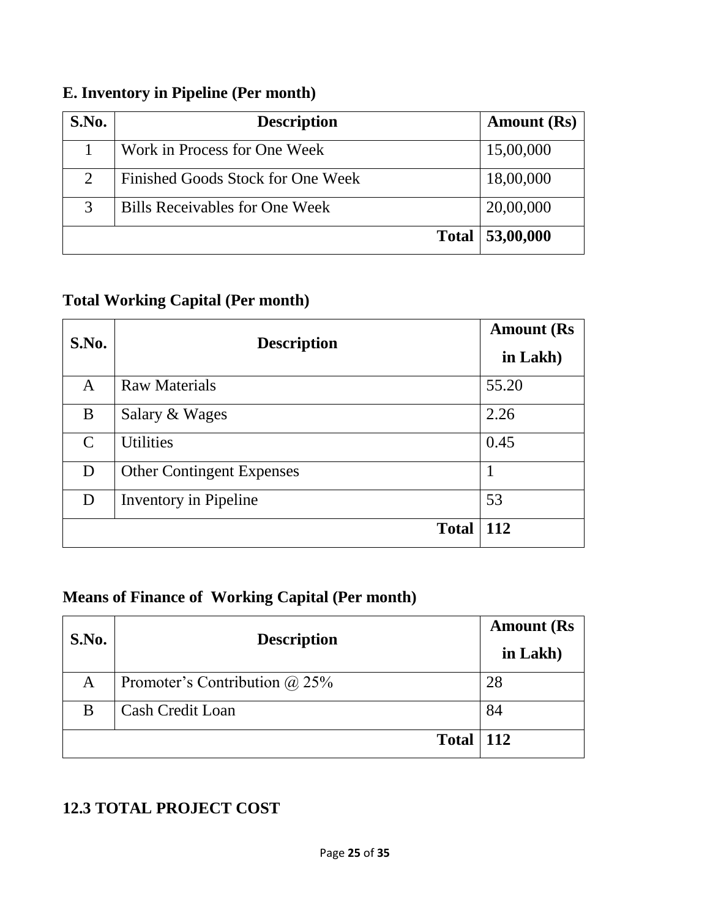## E. Inventory in Pipeline (Per month)

| S.No. | Description | Amount (Rs) |
|---|---|---|
| 1 | Work in Process for One Week | 15,00,000 |
| 2 | Finished Goods Stock for One Week | 18,00,000 |
| 3 | Bills Receivables for One Week | 20,00,000 |
| | **Total** | **53,00,000** |

## Total Working Capital (Per month)

| S.No. | Description | Amount (Rs in Lakh) |
|---|---|---|
| A | Raw Materials | 55.20 |
| B | Salary & Wages | 2.26 |
| C | Utilities | 0.45 |
| D | Other Contingent Expenses | 1 |
| D | Inventory in Pipeline | 53 |
| | **Total** | **112** |

## Means of Finance of Working Capital (Per month)

| S.No. | Description | Amount (Rs in Lakh) |
|---|---|---|
| A | Promoter's Contribution @ 25% | 28 |
| B | Cash Credit Loan | 84 |
| | **Total** | **112** |

## 12.3 TOTAL PROJECT COST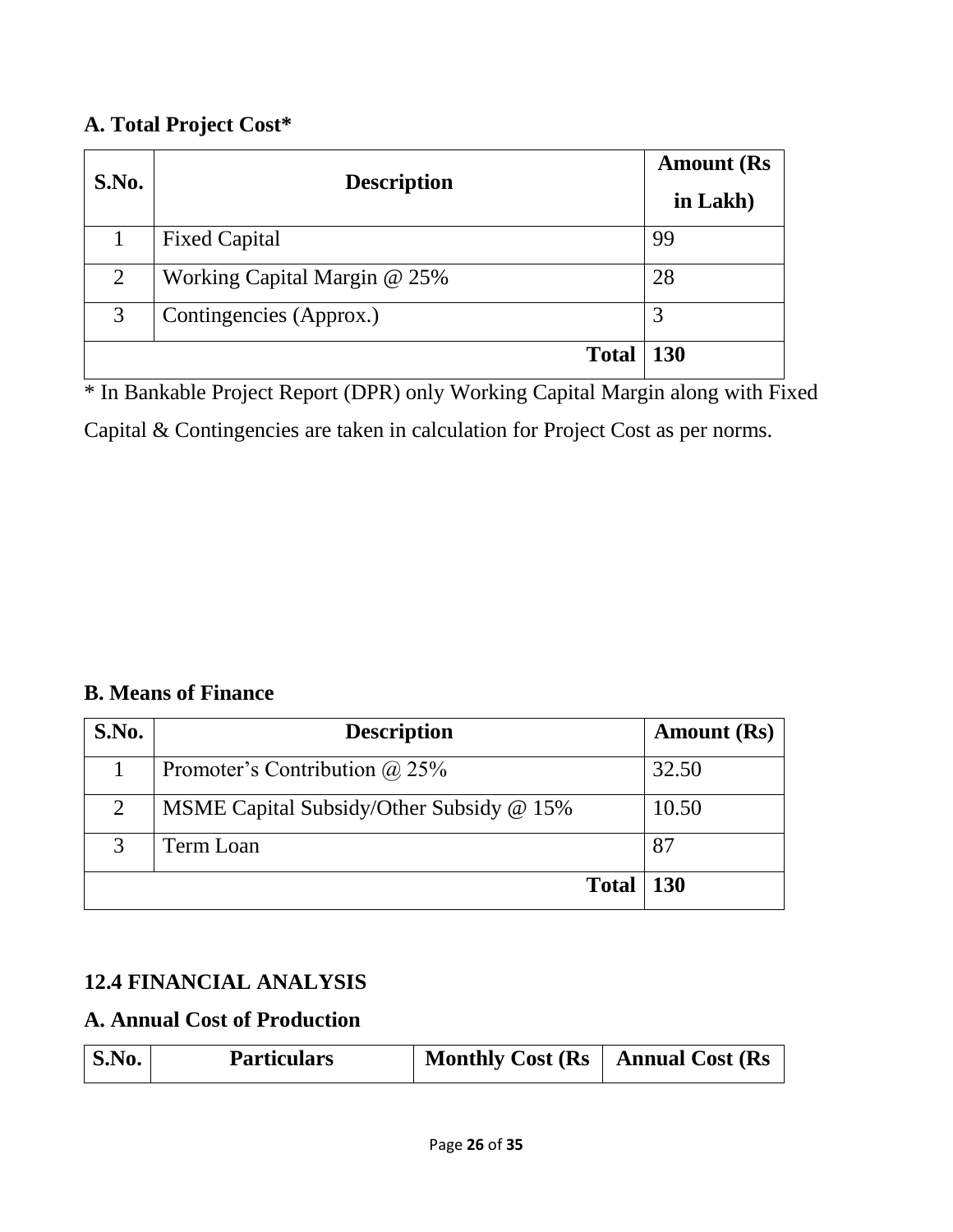## A. Total Project Cost*

| S.No. | Description | Amount (Rs in Lakh) |
|---|---|---|
| 1 | Fixed Capital | 99 |
| 2 | Working Capital Margin @ 25% | 28 |
| 3 | Contingencies (Approx.) | 3 |
| | **Total** | **130** |

* In Bankable Project Report (DPR) only Working Capital Margin along with Fixed Capital & Contingencies are taken in calculation for Project Cost as per norms.

## B. Means of Finance

| S.No. | Description | Amount (Rs) |
|---|---|---|
| 1 | Promoter's Contribution @ 25% | 32.50 |
| 2 | MSME Capital Subsidy/Other Subsidy @ 15% | 10.50 |
| 3 | Term Loan | 87 |
| | **Total** | **130** |

## 12.4 FINANCIAL ANALYSIS

## A. Annual Cost of Production

| S.No. | Particulars | Monthly Cost (Rs | Annual Cost (Rs |
|---|---|---|---|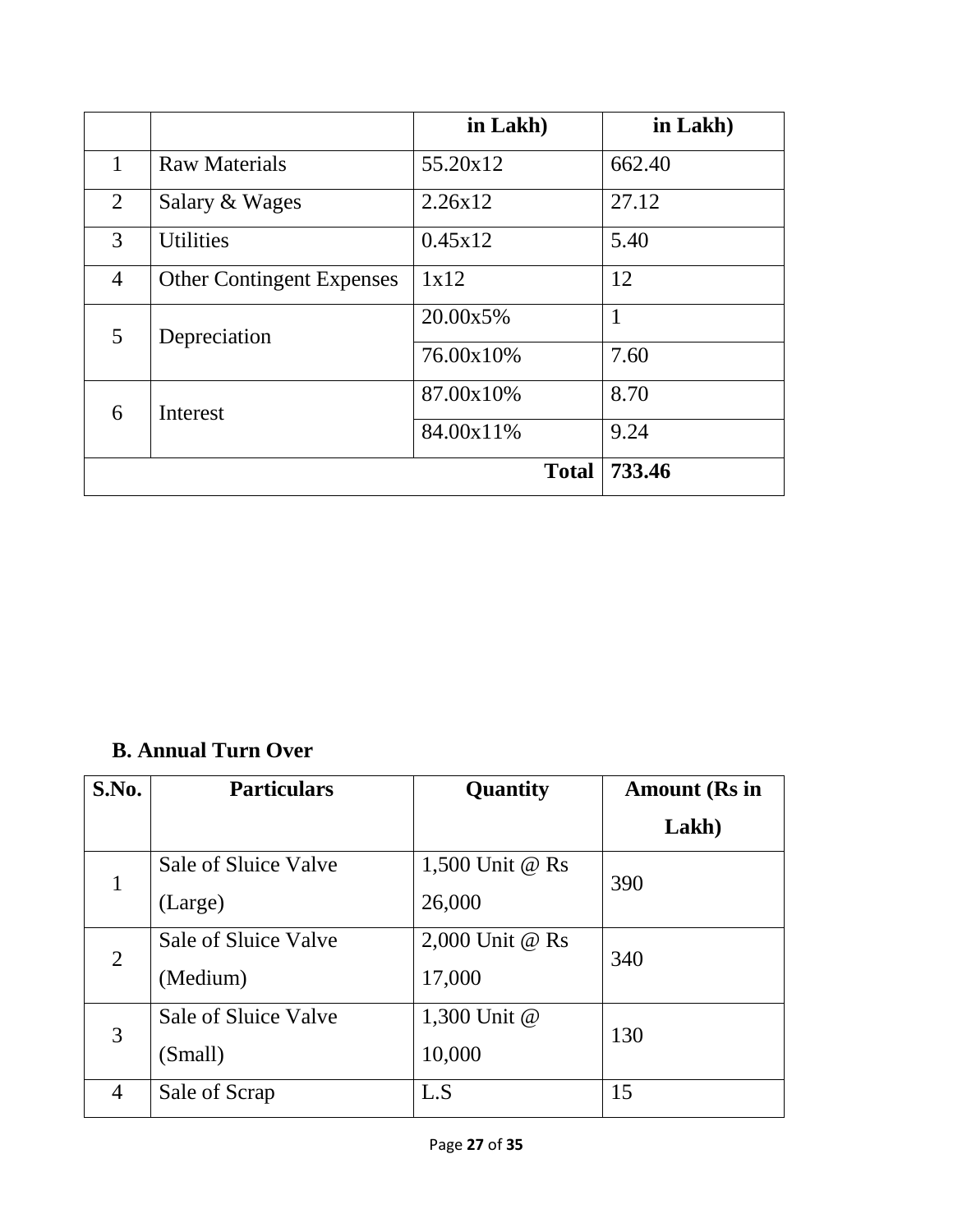| | | in Lakh) | in Lakh) |
|---|---|---|---|
| 1 | Raw Materials | 55.20x12 | 662.40 |
| 2 | Salary & Wages | 2.26x12 | 27.12 |
| 3 | Utilities | 0.45x12 | 5.40 |
| 4 | Other Contingent Expenses | 1x12 | 12 |
| 5 | Depreciation | 20.00x5% | 1 |
| | | 76.00x10% | 7.60 |
| 6 | Interest | 87.00x10% | 8.70 |
| | | 84.00x11% | 9.24 |
| | | **Total** | **733.46** |

**B. Annual Turn Over**

| S.No. | Particulars | Quantity | Amount (Rs in Lakh) |
|---|---|---|---|
| 1 | Sale of Sluice Valve (Large) | 1,500 Unit @ Rs 26,000 | 390 |
| 2 | Sale of Sluice Valve (Medium) | 2,000 Unit @ Rs 17,000 | 340 |
| 3 | Sale of Sluice Valve (Small) | 1,300 Unit @ 10,000 | 130 |
| 4 | Sale of Scrap | L.S | 15 |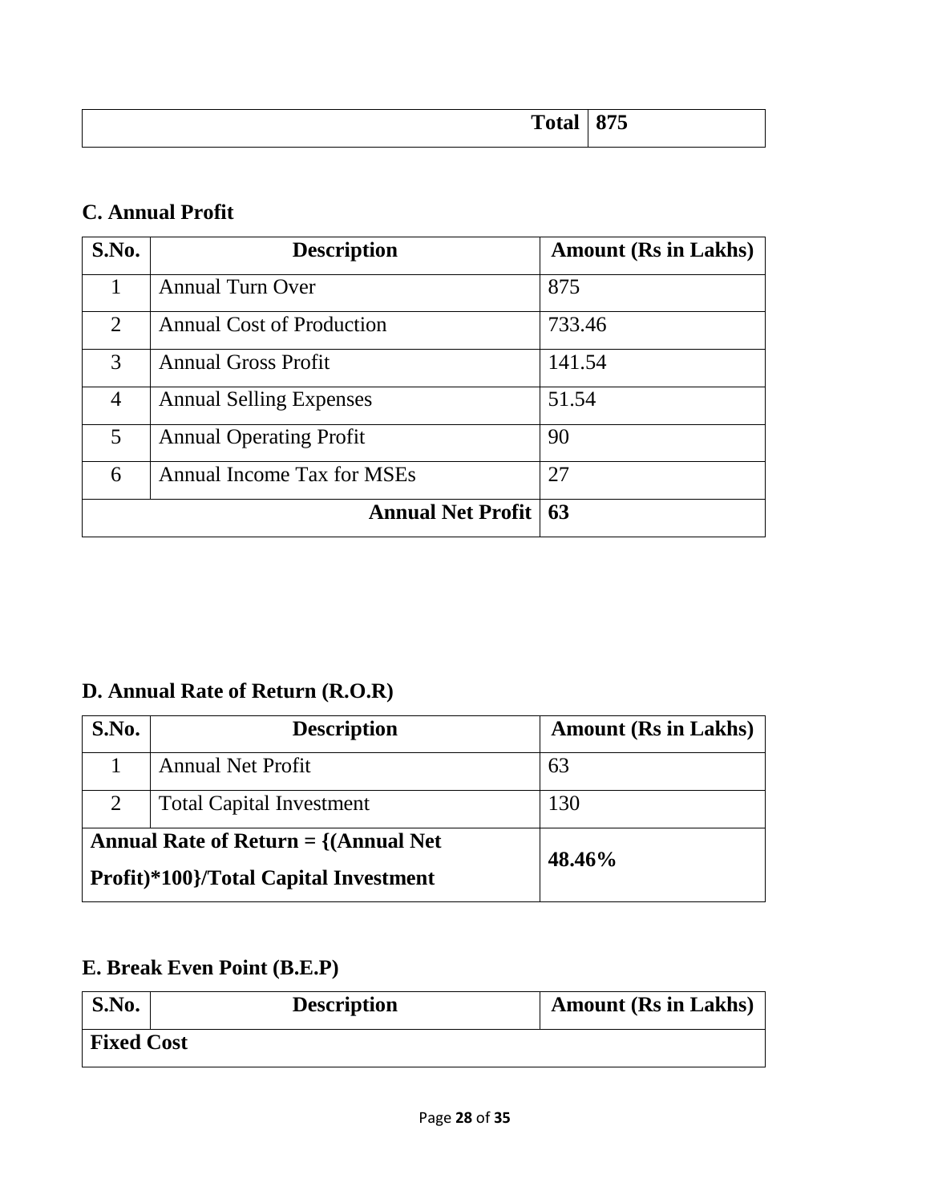| | |
|---|---|
| **Total** | **875** |

### C. Annual Profit

| S.No. | Description | Amount (Rs in Lakhs) |
|---|---|---|
| 1 | Annual Turn Over | 875 |
| 2 | Annual Cost of Production | 733.46 |
| 3 | Annual Gross Profit | 141.54 |
| 4 | Annual Selling Expenses | 51.54 |
| 5 | Annual Operating Profit | 90 |
| 6 | Annual Income Tax for MSEs | 27 |
| | **Annual Net Profit** | **63** |

### D. Annual Rate of Return (R.O.R)

| S.No. | Description | Amount (Rs in Lakhs) |
|---|---|---|
| 1 | Annual Net Profit | 63 |
| 2 | Total Capital Investment | 130 |
| **Annual Rate of Return = {(Annual Net Profit)*100}/Total Capital Investment** | | **48.46%** |

### E. Break Even Point (B.E.P)

| S.No. | Description | Amount (Rs in Lakhs) |
|---|---|---|
| **Fixed Cost** | | |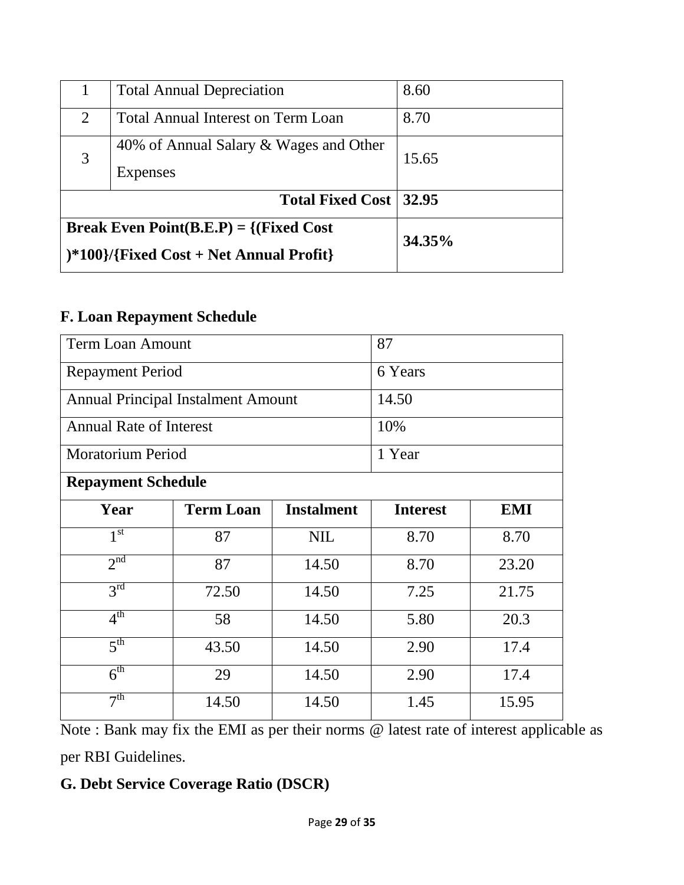| 1 | Total Annual Depreciation | 8.60 |
|---|---|---|
| 2 | Total Annual Interest on Term Loan | 8.70 |
| 3 | 40% of Annual Salary & Wages and Other Expenses | 15.65 |
| | **Total Fixed Cost** | **32.95** |
| **Break Even Point(B.E.P) = {(Fixed Cost )*100}/{Fixed Cost + Net Annual Profit}** | | **34.35%** |

### F. Loan Repayment Schedule

| Term Loan Amount | | | 87 | |
|---|---|---|---|---|
| Repayment Period | | | 6 Years | |
| Annual Principal Instalment Amount | | | 14.50 | |
| Annual Rate of Interest | | | 10% | |
| Moratorium Period | | | 1 Year | |
| **Repayment Schedule** | | | | |
| **Year** | **Term Loan** | **Instalment** | **Interest** | **EMI** |
| 1st | 87 | NIL | 8.70 | 8.70 |
| 2nd | 87 | 14.50 | 8.70 | 23.20 |
| 3rd | 72.50 | 14.50 | 7.25 | 21.75 |
| 4th | 58 | 14.50 | 5.80 | 20.3 |
| 5th | 43.50 | 14.50 | 2.90 | 17.4 |
| 6th | 29 | 14.50 | 2.90 | 17.4 |
| 7th | 14.50 | 14.50 | 1.45 | 15.95 |

Note : Bank may fix the EMI as per their norms @ latest rate of interest applicable as per RBI Guidelines.

### G. Debt Service Coverage Ratio (DSCR)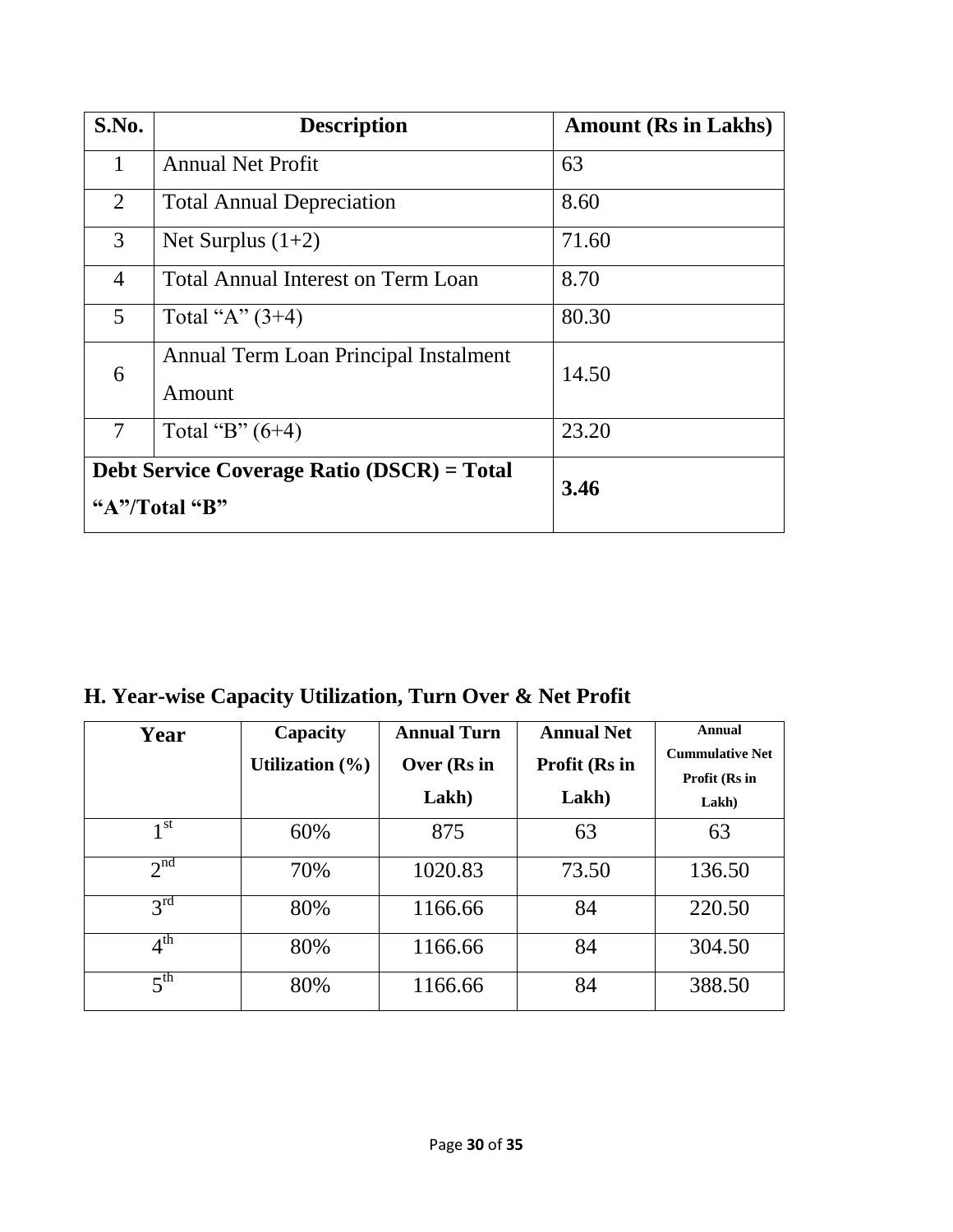| S.No. | Description | Amount (Rs in Lakhs) |
|---|---|---|
| 1 | Annual Net Profit | 63 |
| 2 | Total Annual Depreciation | 8.60 |
| 3 | Net Surplus (1+2) | 71.60 |
| 4 | Total Annual Interest on Term Loan | 8.70 |
| 5 | Total "A" (3+4) | 80.30 |
| 6 | Annual Term Loan Principal Instalment Amount | 14.50 |
| 7 | Total "B" (6+4) | 23.20 |
| **Debt Service Coverage Ratio (DSCR) = Total "A"/Total "B"** | | **3.46** |

### H. Year-wise Capacity Utilization, Turn Over & Net Profit

| Year | Capacity Utilization (%) | Annual Turn Over (Rs in Lakh) | Annual Net Profit (Rs in Lakh) | Annual Cummulative Net Profit (Rs in Lakh) |
|---|---|---|---|---|
| 1st | 60% | 875 | 63 | 63 |
| 2nd | 70% | 1020.83 | 73.50 | 136.50 |
| 3rd | 80% | 1166.66 | 84 | 220.50 |
| 4th | 80% | 1166.66 | 84 | 304.50 |
| 5th | 80% | 1166.66 | 84 | 388.50 |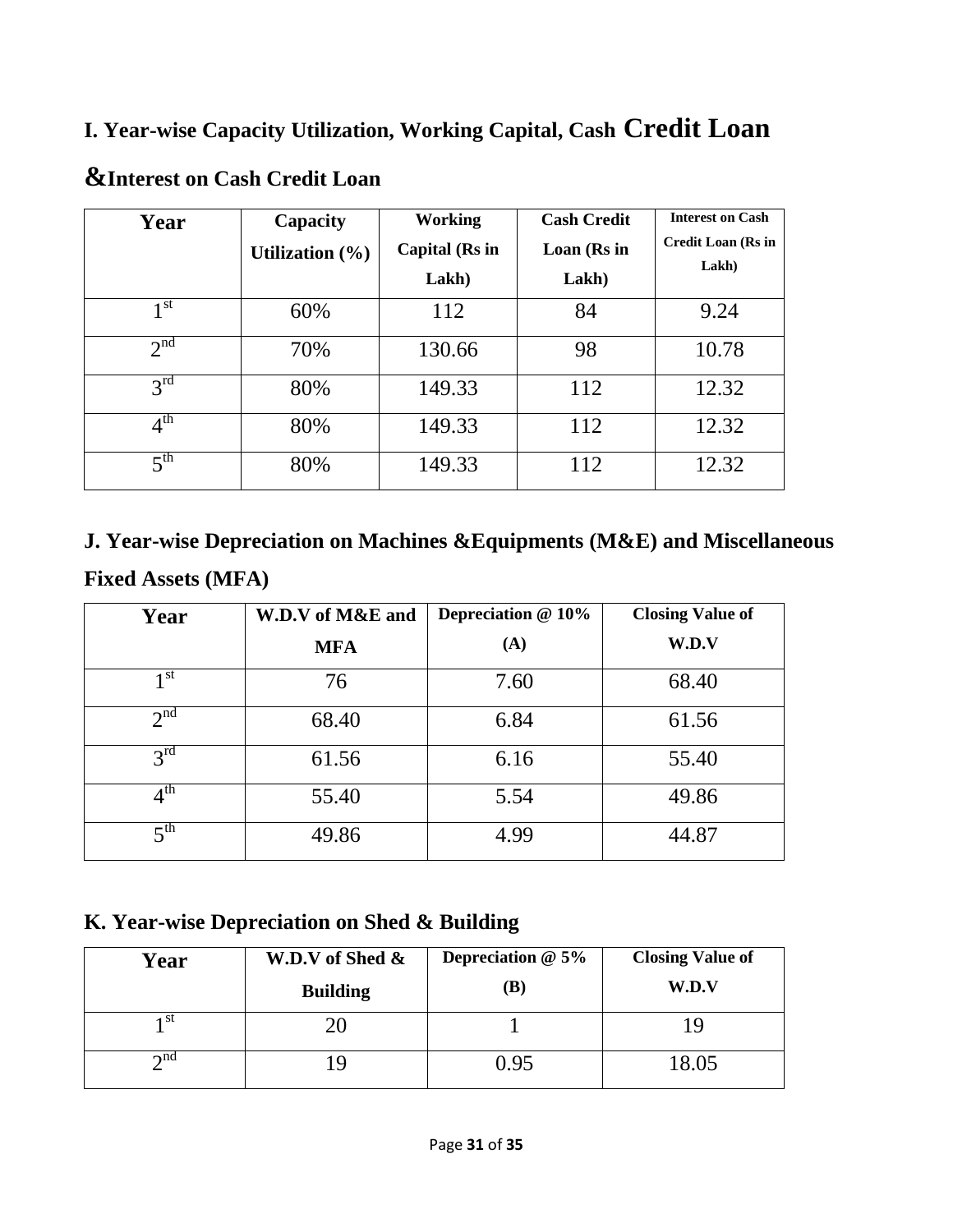## I. Year-wise Capacity Utilization, Working Capital, Cash Credit Loan &Interest on Cash Credit Loan

| Year | Capacity Utilization (%) | Working Capital (Rs in Lakh) | Cash Credit Loan (Rs in Lakh) | Interest on Cash Credit Loan (Rs in Lakh) |
|---|---|---|---|---|
| 1st | 60% | 112 | 84 | 9.24 |
| 2nd | 70% | 130.66 | 98 | 10.78 |
| 3rd | 80% | 149.33 | 112 | 12.32 |
| 4th | 80% | 149.33 | 112 | 12.32 |
| 5th | 80% | 149.33 | 112 | 12.32 |

## J. Year-wise Depreciation on Machines &Equipments (M&E) and Miscellaneous Fixed Assets (MFA)

| Year | W.D.V of M&E and MFA | Depreciation @ 10% (A) | Closing Value of W.D.V |
|---|---|---|---|
| 1st | 76 | 7.60 | 68.40 |
| 2nd | 68.40 | 6.84 | 61.56 |
| 3rd | 61.56 | 6.16 | 55.40 |
| 4th | 55.40 | 5.54 | 49.86 |
| 5th | 49.86 | 4.99 | 44.87 |

## K. Year-wise Depreciation on Shed & Building

| Year | W.D.V of Shed & Building | Depreciation @ 5% (B) | Closing Value of W.D.V |
|---|---|---|---|
| 1st | 20 | 1 | 19 |
| 2nd | 19 | 0.95 | 18.05 |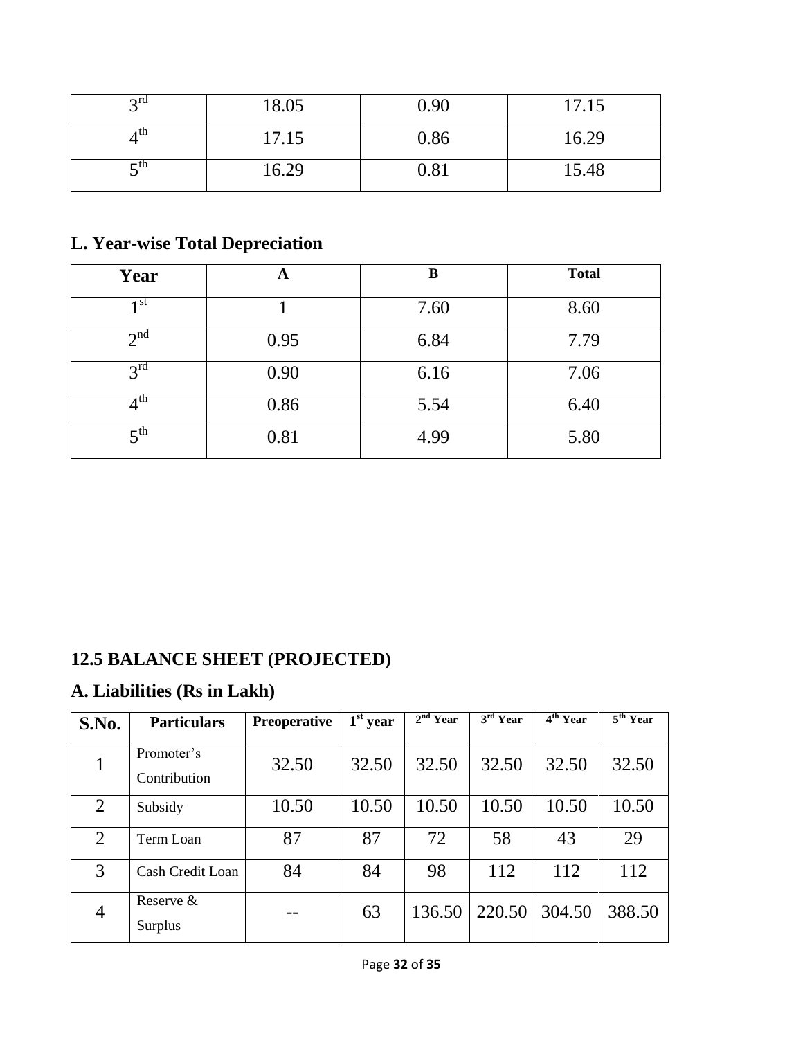| 3rd | 18.05 | 0.90 | 17.15 |
|---|---|---|---|
| 4th | 17.15 | 0.86 | 16.29 |
| 5th | 16.29 | 0.81 | 15.48 |

## L. Year-wise Total Depreciation

| Year | A | B | Total |
|---|---|---|---|
| 1st | 1 | 7.60 | 8.60 |
| 2nd | 0.95 | 6.84 | 7.79 |
| 3rd | 0.90 | 6.16 | 7.06 |
| 4th | 0.86 | 5.54 | 6.40 |
| 5th | 0.81 | 4.99 | 5.80 |

## 12.5 BALANCE SHEET (PROJECTED)

## A. Liabilities (Rs in Lakh)

| S.No. | Particulars | Preoperative | 1st year | 2nd Year | 3rd Year | 4th Year | 5th Year |
|---|---|---|---|---|---|---|---|
| 1 | Promoter's Contribution | 32.50 | 32.50 | 32.50 | 32.50 | 32.50 | 32.50 |
| 2 | Subsidy | 10.50 | 10.50 | 10.50 | 10.50 | 10.50 | 10.50 |
| 2 | Term Loan | 87 | 87 | 72 | 58 | 43 | 29 |
| 3 | Cash Credit Loan | 84 | 84 | 98 | 112 | 112 | 112 |
| 4 | Reserve & Surplus | -- | 63 | 136.50 | 220.50 | 304.50 | 388.50 |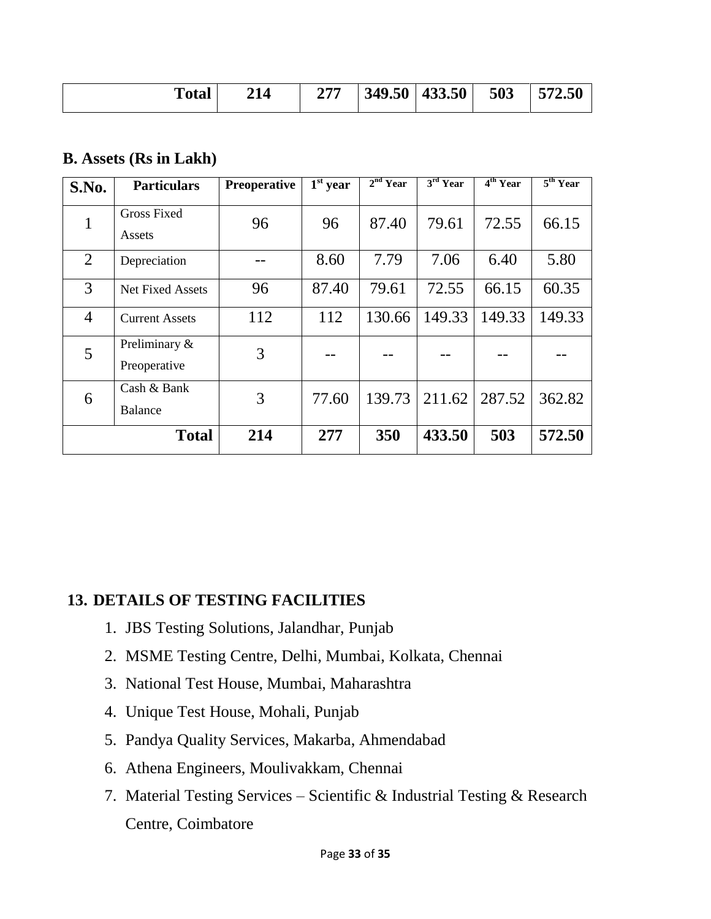| Total | 214 | 277 | 349.50 | 433.50 | 503 | 572.50 |
|---|---|---|---|---|---|---|

**B. Assets (Rs in Lakh)**

| S.No. | Particulars | Preoperative | 1st year | 2nd Year | 3rd Year | 4th Year | 5th Year |
|---|---|---|---|---|---|---|---|
| 1 | Gross Fixed Assets | 96 | 96 | 87.40 | 79.61 | 72.55 | 66.15 |
| 2 | Depreciation | -- | 8.60 | 7.79 | 7.06 | 6.40 | 5.80 |
| 3 | Net Fixed Assets | 96 | 87.40 | 79.61 | 72.55 | 66.15 | 60.35 |
| 4 | Current Assets | 112 | 112 | 130.66 | 149.33 | 149.33 | 149.33 |
| 5 | Preliminary & Preoperative | 3 | -- | -- | -- | -- | -- |
| 6 | Cash & Bank Balance | 3 | 77.60 | 139.73 | 211.62 | 287.52 | 362.82 |
| | **Total** | **214** | **277** | **350** | **433.50** | **503** | **572.50** |

## 13. DETAILS OF TESTING FACILITIES

1. JBS Testing Solutions, Jalandhar, Punjab
2. MSME Testing Centre, Delhi, Mumbai, Kolkata, Chennai
3. National Test House, Mumbai, Maharashtra
4. Unique Test House, Mohali, Punjab
5. Pandya Quality Services, Makarba, Ahmendabad
6. Athena Engineers, Moulivakkam, Chennai
7. Material Testing Services – Scientific & Industrial Testing & Research Centre, Coimbatore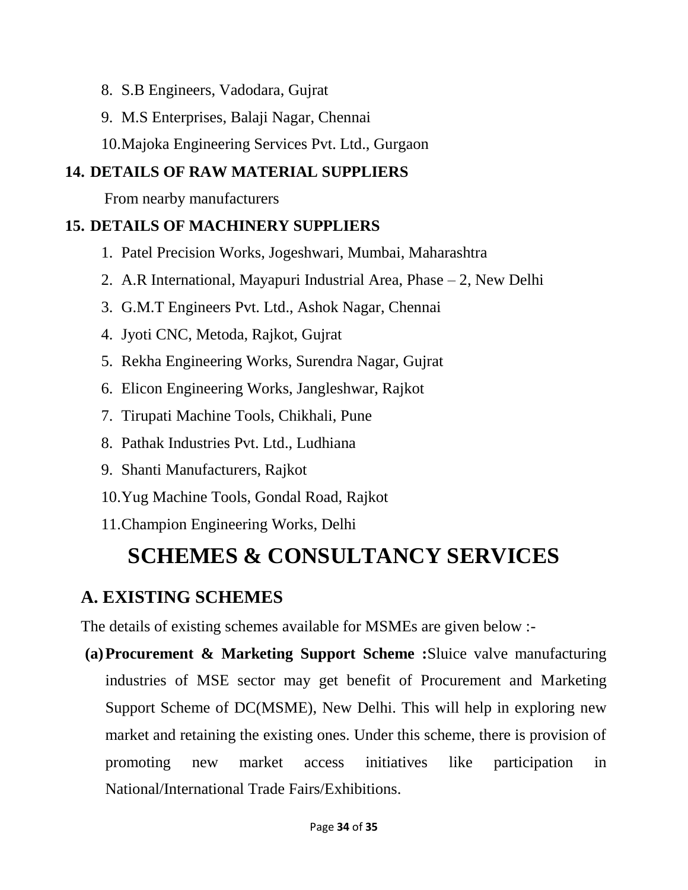8. S.B Engineers, Vadodara, Gujrat
9. M.S Enterprises, Balaji Nagar, Chennai
10. Majoka Engineering Services Pvt. Ltd., Gurgaon

### 14. DETAILS OF RAW MATERIAL SUPPLIERS

From nearby manufacturers

### 15. DETAILS OF MACHINERY SUPPLIERS

1. Patel Precision Works, Jogeshwari, Mumbai, Maharashtra
2. A.R International, Mayapuri Industrial Area, Phase – 2, New Delhi
3. G.M.T Engineers Pvt. Ltd., Ashok Nagar, Chennai
4. Jyoti CNC, Metoda, Rajkot, Gujrat
5. Rekha Engineering Works, Surendra Nagar, Gujrat
6. Elicon Engineering Works, Jangleshwar, Rajkot
7. Tirupati Machine Tools, Chikhali, Pune
8. Pathak Industries Pvt. Ltd., Ludhiana
9. Shanti Manufacturers, Rajkot
10. Yug Machine Tools, Gondal Road, Rajkot
11. Champion Engineering Works, Delhi

# SCHEMES & CONSULTANCY SERVICES

## A. EXISTING SCHEMES

The details of existing schemes available for MSMEs are given below :-

**(a) Procurement & Marketing Support Scheme :**Sluice valve manufacturing industries of MSE sector may get benefit of Procurement and Marketing Support Scheme of DC(MSME), New Delhi. This will help in exploring new market and retaining the existing ones. Under this scheme, there is provision of promoting new market access initiatives like participation in National/International Trade Fairs/Exhibitions.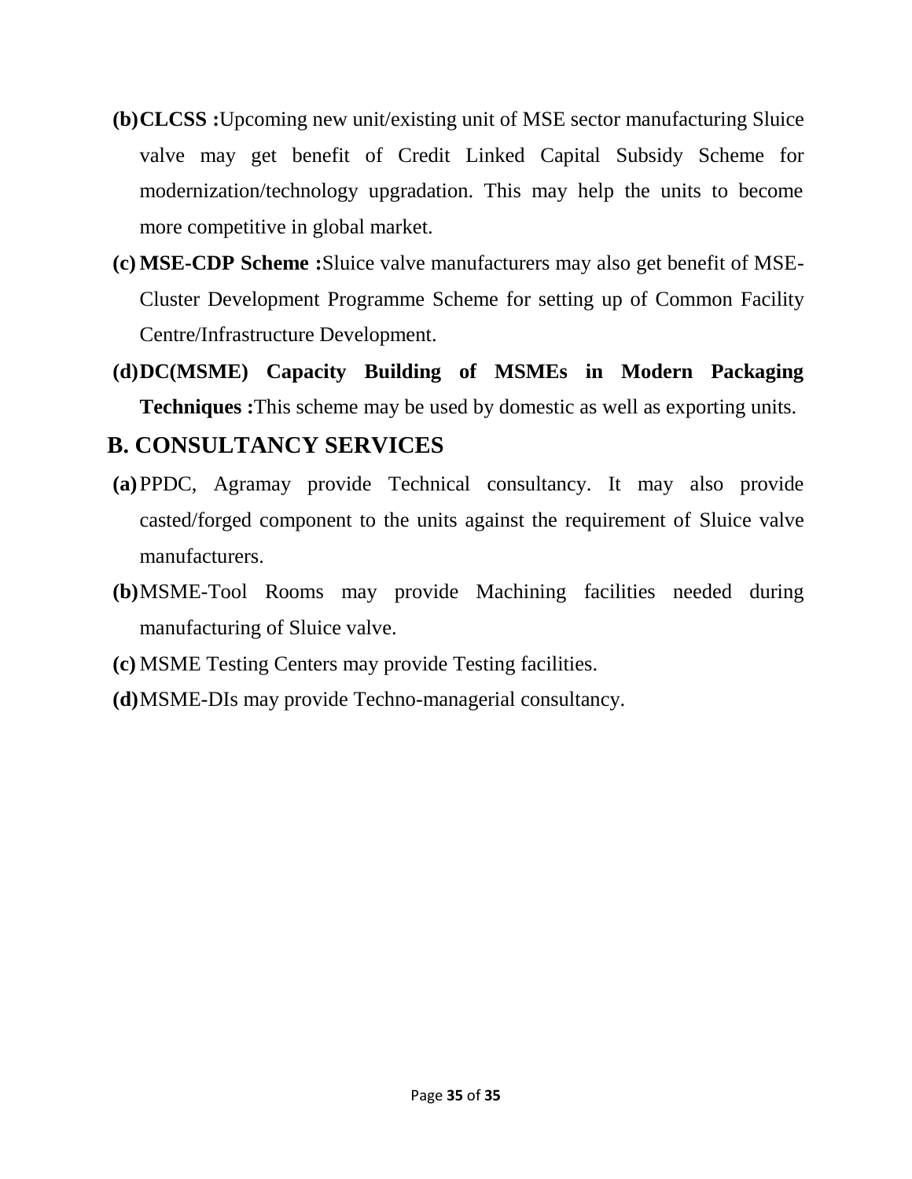- **(b) CLCSS :** Upcoming new unit/existing unit of MSE sector manufacturing Sluice valve may get benefit of Credit Linked Capital Subsidy Scheme for modernization/technology upgradation. This may help the units to become more competitive in global market.
- **(c) MSE-CDP Scheme :** Sluice valve manufacturers may also get benefit of MSE-Cluster Development Programme Scheme for setting up of Common Facility Centre/Infrastructure Development.
- **(d) DC(MSME) Capacity Building of MSMEs in Modern Packaging Techniques :** This scheme may be used by domestic as well as exporting units.

## B. CONSULTANCY SERVICES

- **(a)** PPDC, Agramay provide Technical consultancy. It may also provide casted/forged component to the units against the requirement of Sluice valve manufacturers.
- **(b)** MSME-Tool Rooms may provide Machining facilities needed during manufacturing of Sluice valve.
- **(c)** MSME Testing Centers may provide Testing facilities.
- **(d)** MSME-DIs may provide Techno-managerial consultancy.